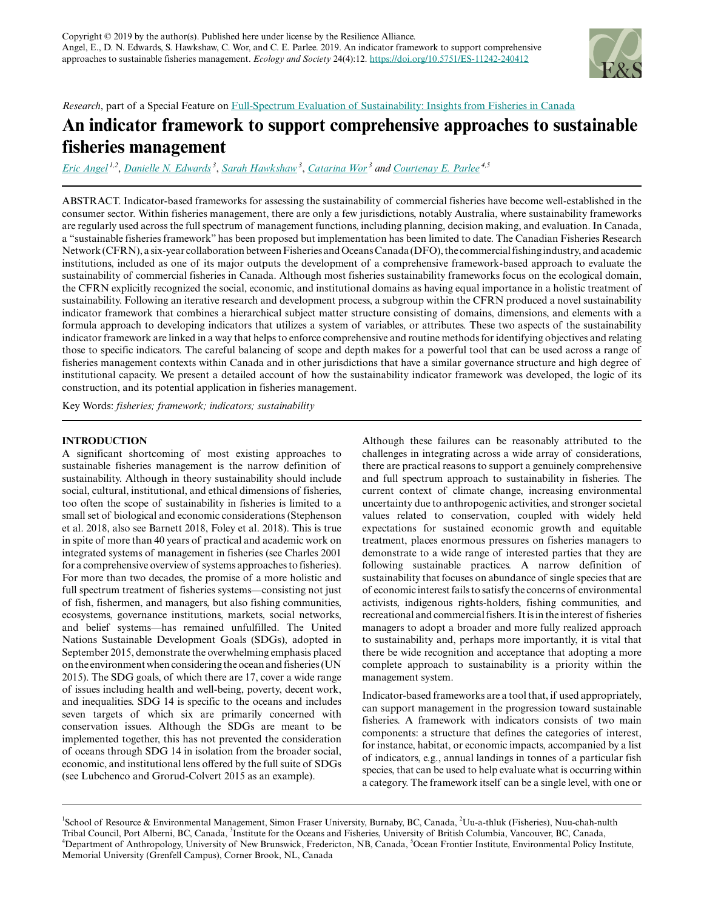Copyright © 2019 by the author(s). Published here under license by the Resilience Alliance.
Angel, E., D. N. Edwards, S. Hawkshaw, C. Wor, and C. E. Parlee. 2019. An indicator framework to support comprehensive approaches to sustainable fisheries management. *Ecology and Society* 24(4):12. https://doi.org/10.5751/ES-11242-240412

*Research*, part of a Special Feature on Full-Spectrum Evaluation of Sustainability: Insights from Fisheries in Canada

# An indicator framework to support comprehensive approaches to sustainable fisheries management

Eric Angel [1,2], Danielle N. Edwards [3], Sarah Hawkshaw [3], Catarina Wor [3] and Courtenay E. Parlee [4,5]

ABSTRACT. Indicator-based frameworks for assessing the sustainability of commercial fisheries have become well-established in the consumer sector. Within fisheries management, there are only a few jurisdictions, notably Australia, where sustainability frameworks are regularly used across the full spectrum of management functions, including planning, decision making, and evaluation. In Canada, a "sustainable fisheries framework" has been proposed but implementation has been limited to date. The Canadian Fisheries Research Network (CFRN), a six-year collaboration between Fisheries and Oceans Canada (DFO), the commercial fishing industry, and academic institutions, included as one of its major outputs the development of a comprehensive framework-based approach to evaluate the sustainability of commercial fisheries in Canada. Although most fisheries sustainability frameworks focus on the ecological domain, the CFRN explicitly recognized the social, economic, and institutional domains as having equal importance in a holistic treatment of sustainability. Following an iterative research and development process, a subgroup within the CFRN produced a novel sustainability indicator framework that combines a hierarchical subject matter structure consisting of domains, dimensions, and elements with a formula approach to developing indicators that utilizes a system of variables, or attributes. These two aspects of the sustainability indicator framework are linked in a way that helps to enforce comprehensive and routine methods for identifying objectives and relating those to specific indicators. The careful balancing of scope and depth makes for a powerful tool that can be used across a range of fisheries management contexts within Canada and in other jurisdictions that have a similar governance structure and high degree of institutional capacity. We present a detailed account of how the sustainability indicator framework was developed, the logic of its construction, and its potential application in fisheries management.

Key Words: *fisheries; framework; indicators; sustainability*

## INTRODUCTION

A significant shortcoming of most existing approaches to sustainable fisheries management is the narrow definition of sustainability. Although in theory sustainability should include social, cultural, institutional, and ethical dimensions of fisheries, too often the scope of sustainability in fisheries is limited to a small set of biological and economic considerations (Stephenson et al. 2018, also see Barnett 2018, Foley et al. 2018). This is true in spite of more than 40 years of practical and academic work on integrated systems of management in fisheries (see Charles 2001 for a comprehensive overview of systems approaches to fisheries). For more than two decades, the promise of a more holistic and full spectrum treatment of fisheries systems—consisting not just of fish, fishermen, and managers, but also fishing communities, ecosystems, governance institutions, markets, social networks, and belief systems—has remained unfulfilled. The United Nations Sustainable Development Goals (SDGs), adopted in September 2015, demonstrate the overwhelming emphasis placed on the environment when considering the ocean and fisheries (UN 2015). The SDG goals, of which there are 17, cover a wide range of issues including health and well-being, poverty, decent work, and inequalities. SDG 14 is specific to the oceans and includes seven targets of which six are primarily concerned with conservation issues. Although the SDGs are meant to be implemented together, this has not prevented the consideration of oceans through SDG 14 in isolation from the broader social, economic, and institutional lens offered by the full suite of SDGs (see Lubchenco and Grorud-Colvert 2015 as an example).

Although these failures can be reasonably attributed to the challenges in integrating across a wide array of considerations, there are practical reasons to support a genuinely comprehensive and full spectrum approach to sustainability in fisheries. The current context of climate change, increasing environmental uncertainty due to anthropogenic activities, and stronger societal values related to conservation, coupled with widely held expectations for sustained economic growth and equitable treatment, places enormous pressures on fisheries managers to demonstrate to a wide range of interested parties that they are following sustainable practices. A narrow definition of sustainability that focuses on abundance of single species that are of economic interest fails to satisfy the concerns of environmental activists, indigenous rights-holders, fishing communities, and recreational and commercial fishers. It is in the interest of fisheries managers to adopt a broader and more fully realized approach to sustainability and, perhaps more importantly, it is vital that there be wide recognition and acceptance that adopting a more complete approach to sustainability is a priority within the management system.

Indicator-based frameworks are a tool that, if used appropriately, can support management in the progression toward sustainable fisheries. A framework with indicators consists of two main components: a structure that defines the categories of interest, for instance, habitat, or economic impacts, accompanied by a list of indicators, e.g., annual landings in tonnes of a particular fish species, that can be used to help evaluate what is occurring within a category. The framework itself can be a single level, with one or

[1] School of Resource & Environmental Management, Simon Fraser University, Burnaby, BC, Canada, [2] Uu-a-thluk (Fisheries), Nuu-chah-nulth Tribal Council, Port Alberni, BC, Canada, [3] Institute for the Oceans and Fisheries, University of British Columbia, Vancouver, BC, Canada, [4] Department of Anthropology, University of New Brunswick, Fredericton, NB, Canada, [5] Ocean Frontier Institute, Environmental Policy Institute, Memorial University (Grenfell Campus), Corner Brook, NL, Canada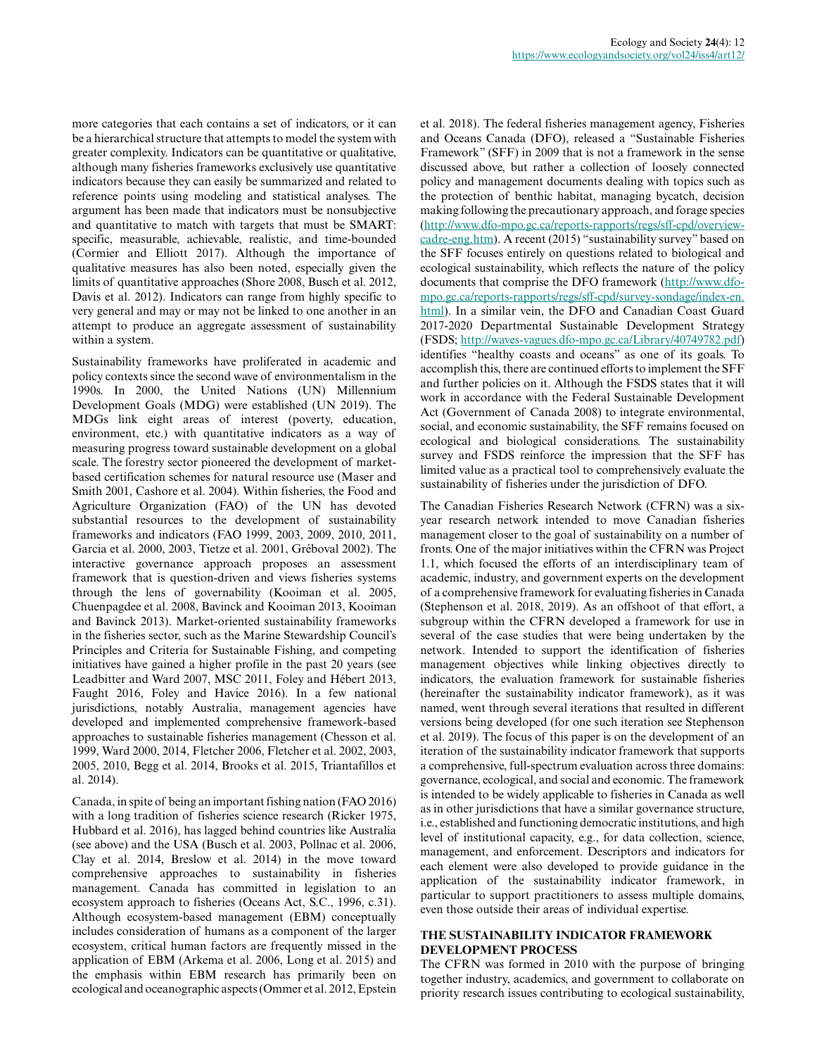more categories that each contains a set of indicators, or it can be a hierarchical structure that attempts to model the system with greater complexity. Indicators can be quantitative or qualitative, although many fisheries frameworks exclusively use quantitative indicators because they can easily be summarized and related to reference points using modeling and statistical analyses. The argument has been made that indicators must be nonsubjective and quantitative to match with targets that must be SMART: specific, measurable, achievable, realistic, and time-bounded (Cormier and Elliott 2017). Although the importance of qualitative measures has also been noted, especially given the limits of quantitative approaches (Shore 2008, Busch et al. 2012, Davis et al. 2012). Indicators can range from highly specific to very general and may or may not be linked to one another in an attempt to produce an aggregate assessment of sustainability within a system.

Sustainability frameworks have proliferated in academic and policy contexts since the second wave of environmentalism in the 1990s. In 2000, the United Nations (UN) Millennium Development Goals (MDG) were established (UN 2019). The MDGs link eight areas of interest (poverty, education, environment, etc.) with quantitative indicators as a way of measuring progress toward sustainable development on a global scale. The forestry sector pioneered the development of market-based certification schemes for natural resource use (Maser and Smith 2001, Cashore et al. 2004). Within fisheries, the Food and Agriculture Organization (FAO) of the UN has devoted substantial resources to the development of sustainability frameworks and indicators (FAO 1999, 2003, 2009, 2010, 2011, Garcia et al. 2000, 2003, Tietze et al. 2001, Gréboval 2002). The interactive governance approach proposes an assessment framework that is question-driven and views fisheries systems through the lens of governability (Kooiman et al. 2005, Chuenpagdee et al. 2008, Bavinck and Kooiman 2013, Kooiman and Bavinck 2013). Market-oriented sustainability frameworks in the fisheries sector, such as the Marine Stewardship Council's Principles and Criteria for Sustainable Fishing, and competing initiatives have gained a higher profile in the past 20 years (see Leadbitter and Ward 2007, MSC 2011, Foley and Hébert 2013, Faught 2016, Foley and Havice 2016). In a few national jurisdictions, notably Australia, management agencies have developed and implemented comprehensive framework-based approaches to sustainable fisheries management (Chesson et al. 1999, Ward 2000, 2014, Fletcher 2006, Fletcher et al. 2002, 2003, 2005, 2010, Begg et al. 2014, Brooks et al. 2015, Triantafillos et al. 2014).

Canada, in spite of being an important fishing nation (FAO 2016) with a long tradition of fisheries science research (Ricker 1975, Hubbard et al. 2016), has lagged behind countries like Australia (see above) and the USA (Busch et al. 2003, Pollnac et al. 2006, Clay et al. 2014, Breslow et al. 2014) in the move toward comprehensive approaches to sustainability in fisheries management. Canada has committed in legislation to an ecosystem approach to fisheries (Oceans Act, S.C., 1996, c.31). Although ecosystem-based management (EBM) conceptually includes consideration of humans as a component of the larger ecosystem, critical human factors are frequently missed in the application of EBM (Arkema et al. 2006, Long et al. 2015) and the emphasis within EBM research has primarily been on ecological and oceanographic aspects (Ommer et al. 2012, Epstein et al. 2018). The federal fisheries management agency, Fisheries and Oceans Canada (DFO), released a "Sustainable Fisheries Framework" (SFF) in 2009 that is not a framework in the sense discussed above, but rather a collection of loosely connected policy and management documents dealing with topics such as the protection of benthic habitat, managing bycatch, decision making following the precautionary approach, and forage species (http://www.dfo-mpo.gc.ca/reports-rapports/regs/sff-cpd/overview-cadre-eng.htm). A recent (2015) "sustainability survey" based on the SFF focuses entirely on questions related to biological and ecological sustainability, which reflects the nature of the policy documents that comprise the DFO framework (http://www.dfo-mpo.gc.ca/reports-rapports/regs/sff-cpd/survey-sondage/index-en.html). In a similar vein, the DFO and Canadian Coast Guard 2017-2020 Departmental Sustainable Development Strategy (FSDS; http://waves-vagues.dfo-mpo.gc.ca/Library/40749782.pdf) identifies "healthy coasts and oceans" as one of its goals. To accomplish this, there are continued efforts to implement the SFF and further policies on it. Although the FSDS states that it will work in accordance with the Federal Sustainable Development Act (Government of Canada 2008) to integrate environmental, social, and economic sustainability, the SFF remains focused on ecological and biological considerations. The sustainability survey and FSDS reinforce the impression that the SFF has limited value as a practical tool to comprehensively evaluate the sustainability of fisheries under the jurisdiction of DFO.

The Canadian Fisheries Research Network (CFRN) was a six-year research network intended to move Canadian fisheries management closer to the goal of sustainability on a number of fronts. One of the major initiatives within the CFRN was Project 1.1, which focused the efforts of an interdisciplinary team of academic, industry, and government experts on the development of a comprehensive framework for evaluating fisheries in Canada (Stephenson et al. 2018, 2019). As an offshoot of that effort, a subgroup within the CFRN developed a framework for use in several of the case studies that were being undertaken by the network. Intended to support the identification of fisheries management objectives while linking objectives directly to indicators, the evaluation framework for sustainable fisheries (hereinafter the sustainability indicator framework), as it was named, went through several iterations that resulted in different versions being developed (for one such iteration see Stephenson et al. 2019). The focus of this paper is on the development of an iteration of the sustainability indicator framework that supports a comprehensive, full-spectrum evaluation across three domains: governance, ecological, and social and economic. The framework is intended to be widely applicable to fisheries in Canada as well as in other jurisdictions that have a similar governance structure, i.e., established and functioning democratic institutions, and high level of institutional capacity, e.g., for data collection, science, management, and enforcement. Descriptors and indicators for each element were also developed to provide guidance in the application of the sustainability indicator framework, in particular to support practitioners to assess multiple domains, even those outside their areas of individual expertise.

## THE SUSTAINABILITY INDICATOR FRAMEWORK DEVELOPMENT PROCESS

The CFRN was formed in 2010 with the purpose of bringing together industry, academics, and government to collaborate on priority research issues contributing to ecological sustainability,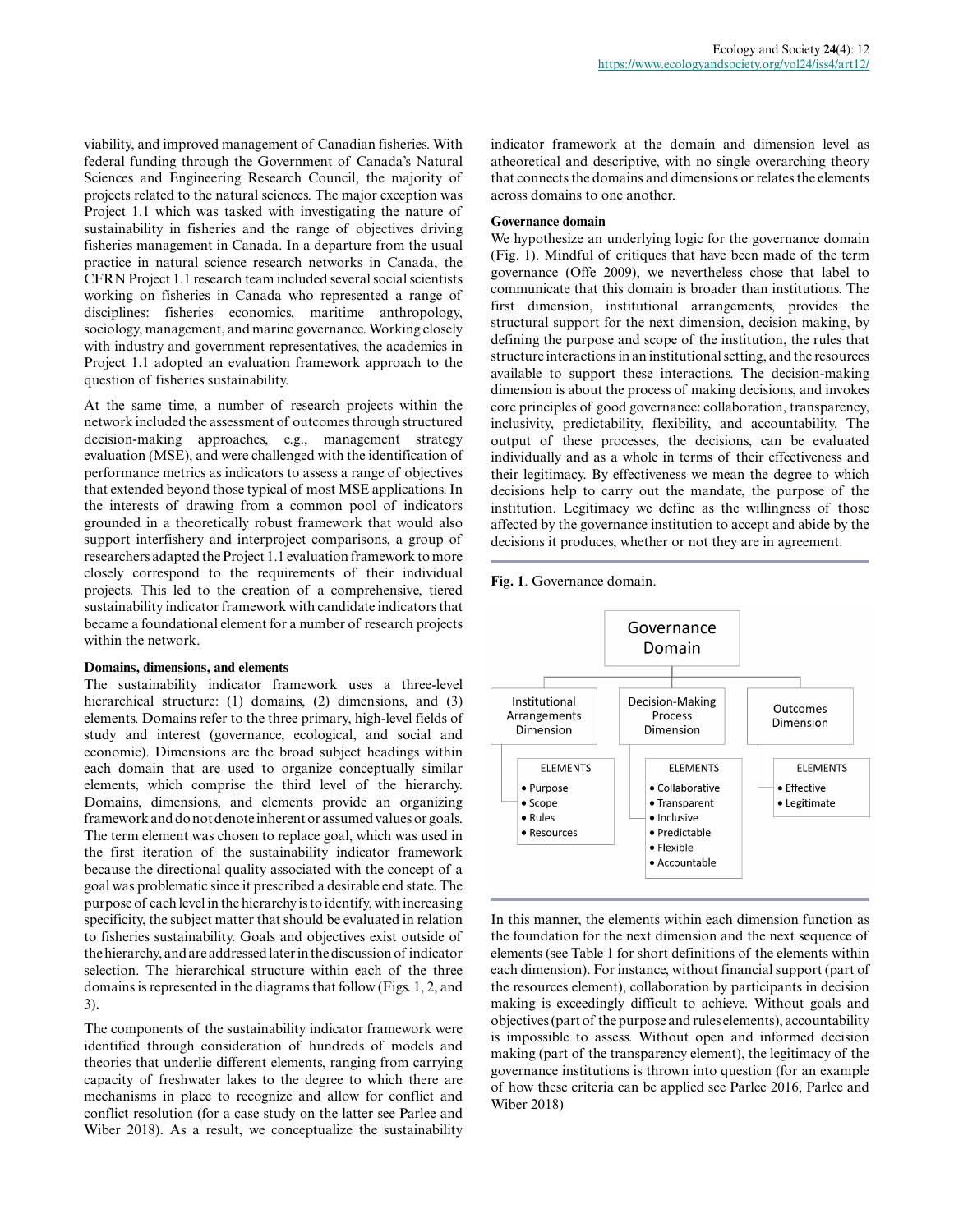viability, and improved management of Canadian fisheries. With federal funding through the Government of Canada's Natural Sciences and Engineering Research Council, the majority of projects related to the natural sciences. The major exception was Project 1.1 which was tasked with investigating the nature of sustainability in fisheries and the range of objectives driving fisheries management in Canada. In a departure from the usual practice in natural science research networks in Canada, the CFRN Project 1.1 research team included several social scientists working on fisheries in Canada who represented a range of disciplines: fisheries economics, maritime anthropology, sociology, management, and marine governance. Working closely with industry and government representatives, the academics in Project 1.1 adopted an evaluation framework approach to the question of fisheries sustainability.

At the same time, a number of research projects within the network included the assessment of outcomes through structured decision-making approaches, e.g., management strategy evaluation (MSE), and were challenged with the identification of performance metrics as indicators to assess a range of objectives that extended beyond those typical of most MSE applications. In the interests of drawing from a common pool of indicators grounded in a theoretically robust framework that would also support interfishery and interproject comparisons, a group of researchers adapted the Project 1.1 evaluation framework to more closely correspond to the requirements of their individual projects. This led to the creation of a comprehensive, tiered sustainability indicator framework with candidate indicators that became a foundational element for a number of research projects within the network.

### Domains, dimensions, and elements

The sustainability indicator framework uses a three-level hierarchical structure: (1) domains, (2) dimensions, and (3) elements. Domains refer to the three primary, high-level fields of study and interest (governance, ecological, and social and economic). Dimensions are the broad subject headings within each domain that are used to organize conceptually similar elements, which comprise the third level of the hierarchy. Domains, dimensions, and elements provide an organizing framework and do not denote inherent or assumed values or goals. The term element was chosen to replace goal, which was used in the first iteration of the sustainability indicator framework because the directional quality associated with the concept of a goal was problematic since it prescribed a desirable end state. The purpose of each level in the hierarchy is to identify, with increasing specificity, the subject matter that should be evaluated in relation to fisheries sustainability. Goals and objectives exist outside of the hierarchy, and are addressed later in the discussion of indicator selection. The hierarchical structure within each of the three domains is represented in the diagrams that follow (Figs. 1, 2, and 3).

The components of the sustainability indicator framework were identified through consideration of hundreds of models and theories that underlie different elements, ranging from carrying capacity of freshwater lakes to the degree to which there are mechanisms in place to recognize and allow for conflict and conflict resolution (for a case study on the latter see Parlee and Wiber 2018). As a result, we conceptualize the sustainability indicator framework at the domain and dimension level as atheoretical and descriptive, with no single overarching theory that connects the domains and dimensions or relates the elements across domains to one another.

### Governance domain

We hypothesize an underlying logic for the governance domain (Fig. 1). Mindful of critiques that have been made of the term governance (Offe 2009), we nevertheless chose that label to communicate that this domain is broader than institutions. The first dimension, institutional arrangements, provides the structural support for the next dimension, decision making, by defining the purpose and scope of the institution, the rules that structure interactions in an institutional setting, and the resources available to support these interactions. The decision-making dimension is about the process of making decisions, and invokes core principles of good governance: collaboration, transparency, inclusivity, predictability, flexibility, and accountability. The output of these processes, the decisions, can be evaluated individually and as a whole in terms of their effectiveness and their legitimacy. By effectiveness we mean the degree to which decisions help to carry out the mandate, the purpose of the institution. Legitimacy we define as the willingness of those affected by the governance institution to accept and abide by the decisions it produces, whether or not they are in agreement.

**Fig. 1**. Governance domain.

Governance Domain
- Institutional Arrangements Dimension — ELEMENTS: Purpose; Scope; Rules; Resources
- Decision-Making Process Dimension — ELEMENTS: Collaborative; Transparent; Inclusive; Predictable; Flexible; Accountable
- Outcomes Dimension — ELEMENTS: Effective; Legitimate

In this manner, the elements within each dimension function as the foundation for the next dimension and the next sequence of elements (see Table 1 for short definitions of the elements within each dimension). For instance, without financial support (part of the resources element), collaboration by participants in decision making is exceedingly difficult to achieve. Without goals and objectives (part of the purpose and rules elements), accountability is impossible to assess. Without open and informed decision making (part of the transparency element), the legitimacy of the governance institutions is thrown into question (for an example of how these criteria can be applied see Parlee 2016, Parlee and Wiber 2018)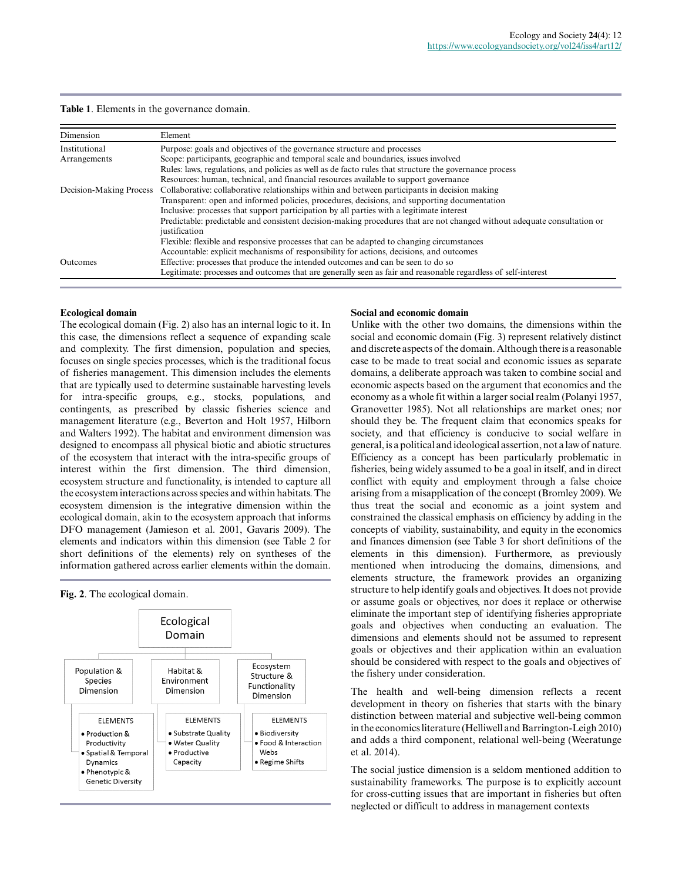**Table 1**. Elements in the governance domain.

| Dimension | Element |
|---|---|
| Institutional Arrangements | Purpose: goals and objectives of the governance structure and processes |
| | Scope: participants, geographic and temporal scale and boundaries, issues involved |
| | Rules: laws, regulations, and policies as well as de facto rules that structure the governance process |
| | Resources: human, technical, and financial resources available to support governance |
| Decision-Making Process | Collaborative: collaborative relationships within and between participants in decision making |
| | Transparent: open and informed policies, procedures, decisions, and supporting documentation |
| | Inclusive: processes that support participation by all parties with a legitimate interest |
| | Predictable: predictable and consistent decision-making procedures that are not changed without adequate consultation or justification |
| | Flexible: flexible and responsive processes that can be adapted to changing circumstances |
| | Accountable: explicit mechanisms of responsibility for actions, decisions, and outcomes |
| Outcomes | Effective: processes that produce the intended outcomes and can be seen to do so |
| | Legitimate: processes and outcomes that are generally seen as fair and reasonable regardless of self-interest |

### Ecological domain

The ecological domain (Fig. 2) also has an internal logic to it. In this case, the dimensions reflect a sequence of expanding scale and complexity. The first dimension, population and species, focuses on single species processes, which is the traditional focus of fisheries management. This dimension includes the elements that are typically used to determine sustainable harvesting levels for intra-specific groups, e.g., stocks, populations, and contingents, as prescribed by classic fisheries science and management literature (e.g., Beverton and Holt 1957, Hilborn and Walters 1992). The habitat and environment dimension was designed to encompass all physical biotic and abiotic structures of the ecosystem that interact with the intra-specific groups of interest within the first dimension. The third dimension, ecosystem structure and functionality, is intended to capture all the ecosystem interactions across species and within habitats. The ecosystem dimension is the integrative dimension within the ecological domain, akin to the ecosystem approach that informs DFO management (Jamieson et al. 2001, Gavaris 2009). The elements and indicators within this dimension (see Table 2 for short definitions of the elements) rely on syntheses of the information gathered across earlier elements within the domain.

**Fig. 2**. The ecological domain.

Ecological Domain

Population & Species Dimension

ELEMENTS
- Production & Productivity
- Spatial & Temporal Dynamics
- Phenotypic & Genetic Diversity

Habitat & Environment Dimension

ELEMENTS
- Substrate Quality
- Water Quality
- Productive Capacity

Ecosystem Structure & Functionality Dimension

ELEMENTS
- Biodiversity
- Food & Interaction Webs
- Regime Shifts

### Social and economic domain

Unlike with the other two domains, the dimensions within the social and economic domain (Fig. 3) represent relatively distinct and discrete aspects of the domain. Although there is a reasonable case to be made to treat social and economic issues as separate domains, a deliberate approach was taken to combine social and economic aspects based on the argument that economics and the economy as a whole fit within a larger social realm (Polanyi 1957, Granovetter 1985). Not all relationships are market ones; nor should they be. The frequent claim that economics speaks for society, and that efficiency is conducive to social welfare in general, is a political and ideological assertion, not a law of nature. Efficiency as a concept has been particularly problematic in fisheries, being widely assumed to be a goal in itself, and in direct conflict with equity and employment through a false choice arising from a misapplication of the concept (Bromley 2009). We thus treat the social and economic as a joint system and constrained the classical emphasis on efficiency by adding in the concepts of viability, sustainability, and equity in the economics and finances dimension (see Table 3 for short definitions of the elements in this dimension). Furthermore, as previously mentioned when introducing the domains, dimensions, and elements structure, the framework provides an organizing structure to help identify goals and objectives. It does not provide or assume goals or objectives, nor does it replace or otherwise eliminate the important step of identifying fisheries appropriate goals and objectives when conducting an evaluation. The dimensions and elements should not be assumed to represent goals or objectives and their application within an evaluation should be considered with respect to the goals and objectives of the fishery under consideration.

The health and well-being dimension reflects a recent development in theory on fisheries that starts with the binary distinction between material and subjective well-being common in the economics literature (Helliwell and Barrington-Leigh 2010) and adds a third component, relational well-being (Weeratunge et al. 2014).

The social justice dimension is a seldom mentioned addition to sustainability frameworks. The purpose is to explicitly account for cross-cutting issues that are important in fisheries but often neglected or difficult to address in management contexts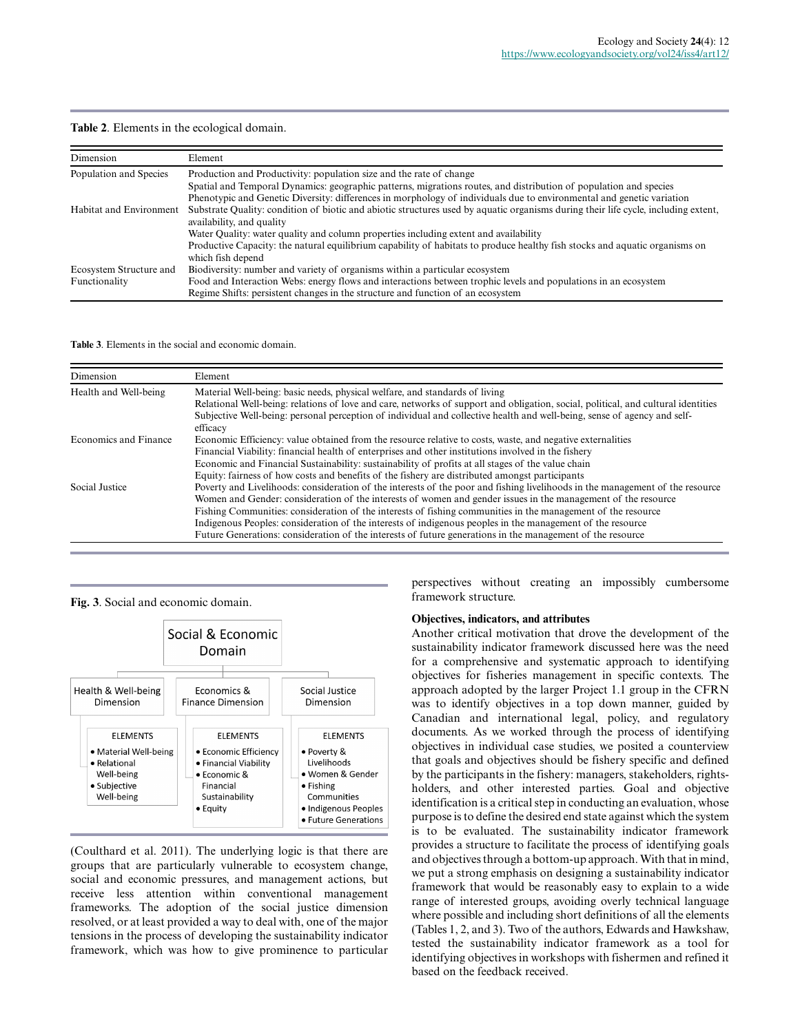**Table 2**. Elements in the ecological domain.

| Dimension | Element |
|---|---|
| Population and Species | Production and Productivity: population size and the rate of change |
| | Spatial and Temporal Dynamics: geographic patterns, migrations routes, and distribution of population and species |
| | Phenotypic and Genetic Diversity: differences in morphology of individuals due to environmental and genetic variation |
| Habitat and Environment | Substrate Quality: condition of biotic and abiotic structures used by aquatic organisms during their life cycle, including extent, availability, and quality |
| | Water Quality: water quality and column properties including extent and availability |
| | Productive Capacity: the natural equilibrium capability of habitats to produce healthy fish stocks and aquatic organisms on which fish depend |
| Ecosystem Structure and Functionality | Biodiversity: number and variety of organisms within a particular ecosystem |
| | Food and Interaction Webs: energy flows and interactions between trophic levels and populations in an ecosystem |
| | Regime Shifts: persistent changes in the structure and function of an ecosystem |

**Table 3**. Elements in the social and economic domain.

| Dimension | Element |
|---|---|
| Health and Well-being | Material Well-being: basic needs, physical welfare, and standards of living |
| | Relational Well-being: relations of love and care, networks of support and obligation, social, political, and cultural identities |
| | Subjective Well-being: personal perception of individual and collective health and well-being, sense of agency and self-efficacy |
| Economics and Finance | Economic Efficiency: value obtained from the resource relative to costs, waste, and negative externalities |
| | Financial Viability: financial health of enterprises and other institutions involved in the fishery |
| | Economic and Financial Sustainability: sustainability of profits at all stages of the value chain |
| | Equity: fairness of how costs and benefits of the fishery are distributed amongst participants |
| Social Justice | Poverty and Livelihoods: consideration of the interests of the poor and fishing livelihoods in the management of the resource |
| | Women and Gender: consideration of the interests of women and gender issues in the management of the resource |
| | Fishing Communities: consideration of the interests of fishing communities in the management of the resource |
| | Indigenous Peoples: consideration of the interests of indigenous peoples in the management of the resource |
| | Future Generations: consideration of the interests of future generations in the management of the resource |

**Fig. 3**. Social and economic domain.

Social & Economic Domain

- Health & Well-being Dimension
  - ELEMENTS
    - Material Well-being
    - Relational Well-being
    - Subjective Well-being
- Economics & Finance Dimension
  - ELEMENTS
    - Economic Efficiency
    - Financial Viability
    - Economic & Financial Sustainability
    - Equity
- Social Justice Dimension
  - ELEMENTS
    - Poverty & Livelihoods
    - Women & Gender
    - Fishing Communities
    - Indigenous Peoples
    - Future Generations

(Coulthard et al. 2011). The underlying logic is that there are groups that are particularly vulnerable to ecosystem change, social and economic pressures, and management actions, but receive less attention within conventional management frameworks. The adoption of the social justice dimension resolved, or at least provided a way to deal with, one of the major tensions in the process of developing the sustainability indicator framework, which was how to give prominence to particular perspectives without creating an impossibly cumbersome framework structure.

### Objectives, indicators, and attributes

Another critical motivation that drove the development of the sustainability indicator framework discussed here was the need for a comprehensive and systematic approach to identifying objectives for fisheries management in specific contexts. The approach adopted by the larger Project 1.1 group in the CFRN was to identify objectives in a top down manner, guided by Canadian and international legal, policy, and regulatory documents. As we worked through the process of identifying objectives in individual case studies, we posited a counterview that goals and objectives should be fishery specific and defined by the participants in the fishery: managers, stakeholders, rights-holders, and other interested parties. Goal and objective identification is a critical step in conducting an evaluation, whose purpose is to define the desired end state against which the system is to be evaluated. The sustainability indicator framework provides a structure to facilitate the process of identifying goals and objectives through a bottom-up approach. With that in mind, we put a strong emphasis on designing a sustainability indicator framework that would be reasonably easy to explain to a wide range of interested groups, avoiding overly technical language where possible and including short definitions of all the elements (Tables 1, 2, and 3). Two of the authors, Edwards and Hawkshaw, tested the sustainability indicator framework as a tool for identifying objectives in workshops with fishermen and refined it based on the feedback received.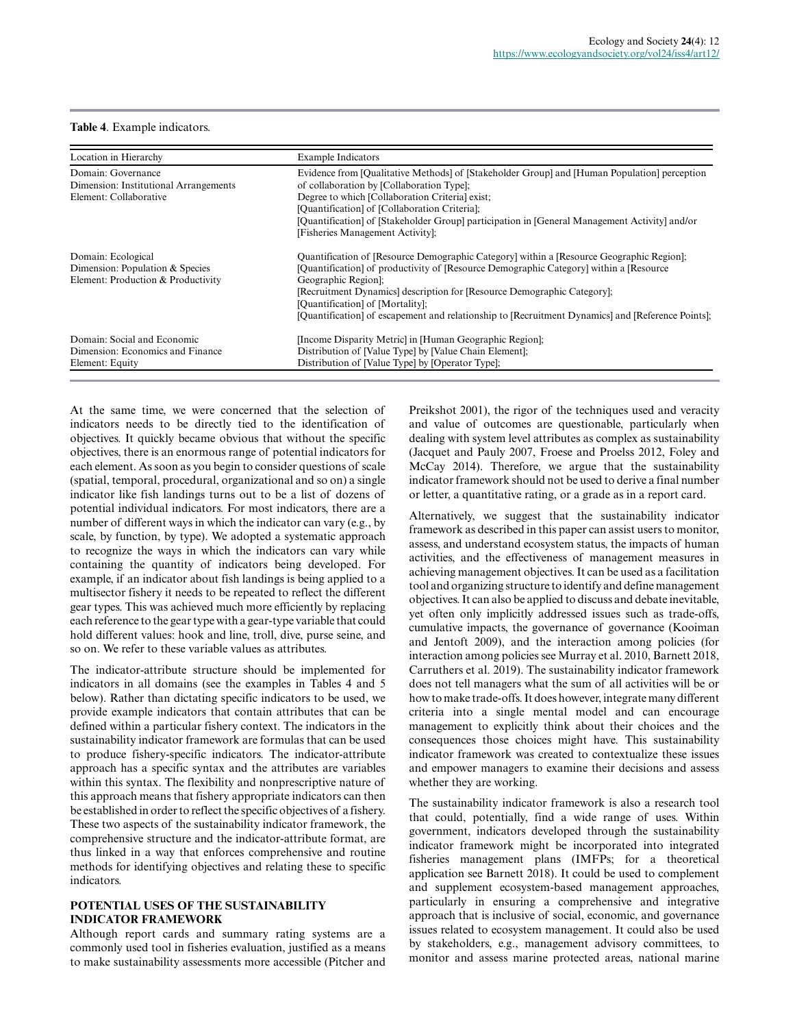**Table 4**. Example indicators.

| Location in Hierarchy | Example Indicators |
|---|---|
| Domain: Governance<br>Dimension: Institutional Arrangements<br>Element: Collaborative | Evidence from [Qualitative Methods] of [Stakeholder Group] and [Human Population] perception of collaboration by [Collaboration Type];<br>Degree to which [Collaboration Criteria] exist;<br>[Quantification] of [Collaboration Criteria];<br>[Quantification] of [Stakeholder Group] participation in [General Management Activity] and/or [Fisheries Management Activity]; |
| Domain: Ecological<br>Dimension: Population & Species<br>Element: Production & Productivity | Quantification of [Resource Demographic Category] within a [Resource Geographic Region];<br>[Quantification] of productivity of [Resource Demographic Category] within a [Resource Geographic Region];<br>[Recruitment Dynamics] description for [Resource Demographic Category];<br>[Quantification] of [Mortality];<br>[Quantification] of escapement and relationship to [Recruitment Dynamics] and [Reference Points]; |
| Domain: Social and Economic<br>Dimension: Economics and Finance<br>Element: Equity | [Income Disparity Metric] in [Human Geographic Region];<br>Distribution of [Value Type] by [Value Chain Element];<br>Distribution of [Value Type] by [Operator Type]; |

At the same time, we were concerned that the selection of indicators needs to be directly tied to the identification of objectives. It quickly became obvious that without the specific objectives, there is an enormous range of potential indicators for each element. As soon as you begin to consider questions of scale (spatial, temporal, procedural, organizational and so on) a single indicator like fish landings turns out to be a list of dozens of potential individual indicators. For most indicators, there are a number of different ways in which the indicator can vary (e.g., by scale, by function, by type). We adopted a systematic approach to recognize the ways in which the indicators can vary while containing the quantity of indicators being developed. For example, if an indicator about fish landings is being applied to a multisector fishery it needs to be repeated to reflect the different gear types. This was achieved much more efficiently by replacing each reference to the gear type with a gear-type variable that could hold different values: hook and line, troll, dive, purse seine, and so on. We refer to these variable values as attributes.

The indicator-attribute structure should be implemented for indicators in all domains (see the examples in Tables 4 and 5 below). Rather than dictating specific indicators to be used, we provide example indicators that contain attributes that can be defined within a particular fishery context. The indicators in the sustainability indicator framework are formulas that can be used to produce fishery-specific indicators. The indicator-attribute approach has a specific syntax and the attributes are variables within this syntax. The flexibility and nonprescriptive nature of this approach means that fishery appropriate indicators can then be established in order to reflect the specific objectives of a fishery. These two aspects of the sustainability indicator framework, the comprehensive structure and the indicator-attribute format, are thus linked in a way that enforces comprehensive and routine methods for identifying objectives and relating these to specific indicators.

## POTENTIAL USES OF THE SUSTAINABILITY INDICATOR FRAMEWORK

Although report cards and summary rating systems are a commonly used tool in fisheries evaluation, justified as a means to make sustainability assessments more accessible (Pitcher and Preikshot 2001), the rigor of the techniques used and veracity and value of outcomes are questionable, particularly when dealing with system level attributes as complex as sustainability (Jacquet and Pauly 2007, Froese and Proelss 2012, Foley and McCay 2014). Therefore, we argue that the sustainability indicator framework should not be used to derive a final number or letter, a quantitative rating, or a grade as in a report card.

Alternatively, we suggest that the sustainability indicator framework as described in this paper can assist users to monitor, assess, and understand ecosystem status, the impacts of human activities, and the effectiveness of management measures in achieving management objectives. It can be used as a facilitation tool and organizing structure to identify and define management objectives. It can also be applied to discuss and debate inevitable, yet often only implicitly addressed issues such as trade-offs, cumulative impacts, the governance of governance (Kooiman and Jentoft 2009), and the interaction among policies (for interaction among policies see Murray et al. 2010, Barnett 2018, Carruthers et al. 2019). The sustainability indicator framework does not tell managers what the sum of all activities will be or how to make trade-offs. It does however, integrate many different criteria into a single mental model and can encourage management to explicitly think about their choices and the consequences those choices might have. This sustainability indicator framework was created to contextualize these issues and empower managers to examine their decisions and assess whether they are working.

The sustainability indicator framework is also a research tool that could, potentially, find a wide range of uses. Within government, indicators developed through the sustainability indicator framework might be incorporated into integrated fisheries management plans (IMFPs; for a theoretical application see Barnett 2018). It could be used to complement and supplement ecosystem-based management approaches, particularly in ensuring a comprehensive and integrative approach that is inclusive of social, economic, and governance issues related to ecosystem management. It could also be used by stakeholders, e.g., management advisory committees, to monitor and assess marine protected areas, national marine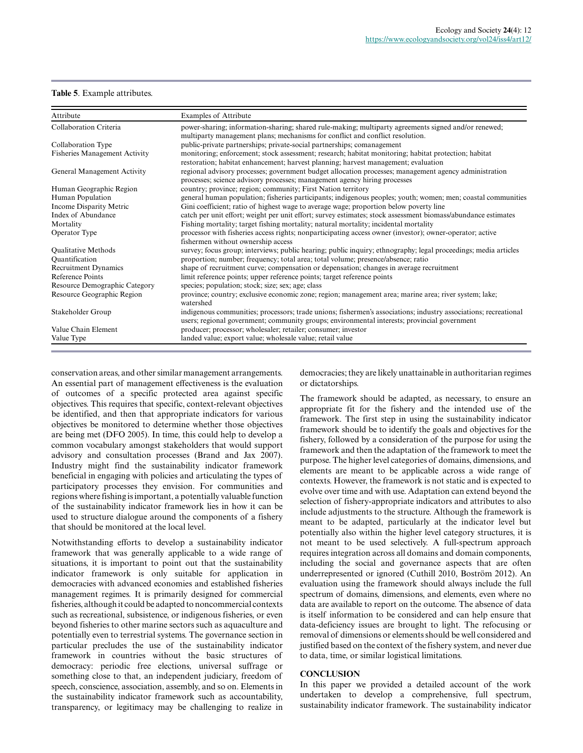**Table 5**. Example attributes.

| Attribute | Examples of Attribute |
|---|---|
| Collaboration Criteria | power-sharing; information-sharing; shared rule-making; multiparty agreements signed and/or renewed; multiparty management plans; mechanisms for conflict and conflict resolution. |
| Collaboration Type | public-private partnerships; private-social partnerships; comanagement |
| Fisheries Management Activity | monitoring; enforcement; stock assessment; research; habitat monitoring; habitat protection; habitat restoration; habitat enhancement; harvest planning; harvest management; evaluation |
| General Management Activity | regional advisory processes; government budget allocation processes; management agency administration processes; science advisory processes; management agency hiring processes |
| Human Geographic Region | country; province; region; community; First Nation territory |
| Human Population | general human population; fisheries participants; indigenous peoples; youth; women; men; coastal communities |
| Income Disparity Metric | Gini coefficient; ratio of highest wage to average wage; proportion below poverty line |
| Index of Abundance | catch per unit effort; weight per unit effort; survey estimates; stock assessment biomass/abundance estimates |
| Mortality | Fishing mortality; target fishing mortality; natural mortality; incidental mortality |
| Operator Type | processor with fisheries access rights; nonparticipating access owner (investor); owner-operator; active fishermen without ownership access |
| Qualitative Methods | survey; focus group; interviews; public hearing; public inquiry; ethnography; legal proceedings; media articles |
| Quantification | proportion; number; frequency; total area; total volume; presence/absence; ratio |
| Recruitment Dynamics | shape of recruitment curve; compensation or depensation; changes in average recruitment |
| Reference Points | limit reference points; upper reference points; target reference points |
| Resource Demographic Category | species; population; stock; size; sex; age; class |
| Resource Geographic Region | province; country; exclusive economic zone; region; management area; marine area; river system; lake; watershed |
| Stakeholder Group | indigenous communities; processors; trade unions; fishermen's associations; industry associations; recreational users; regional government; community groups; environmental interests; provincial government |
| Value Chain Element | producer; processor; wholesaler; retailer; consumer; investor |
| Value Type | landed value; export value; wholesale value; retail value |

conservation areas, and other similar management arrangements. An essential part of management effectiveness is the evaluation of outcomes of a specific protected area against specific objectives. This requires that specific, context-relevant objectives be identified, and then that appropriate indicators for various objectives be monitored to determine whether those objectives are being met (DFO 2005). In time, this could help to develop a common vocabulary amongst stakeholders that would support advisory and consultation processes (Brand and Jax 2007). Industry might find the sustainability indicator framework beneficial in engaging with policies and articulating the types of participatory processes they envision. For communities and regions where fishing is important, a potentially valuable function of the sustainability indicator framework lies in how it can be used to structure dialogue around the components of a fishery that should be monitored at the local level.

Notwithstanding efforts to develop a sustainability indicator framework that was generally applicable to a wide range of situations, it is important to point out that the sustainability indicator framework is only suitable for application in democracies with advanced economies and established fisheries management regimes. It is primarily designed for commercial fisheries, although it could be adapted to noncommercial contexts such as recreational, subsistence, or indigenous fisheries, or even beyond fisheries to other marine sectors such as aquaculture and potentially even to terrestrial systems. The governance section in particular precludes the use of the sustainability indicator framework in countries without the basic structures of democracy: periodic free elections, universal suffrage or something close to that, an independent judiciary, freedom of speech, conscience, association, assembly, and so on. Elements in the sustainability indicator framework such as accountability, transparency, or legitimacy may be challenging to realize in democracies; they are likely unattainable in authoritarian regimes or dictatorships.

The framework should be adapted, as necessary, to ensure an appropriate fit for the fishery and the intended use of the framework. The first step in using the sustainability indicator framework should be to identify the goals and objectives for the fishery, followed by a consideration of the purpose for using the framework and then the adaptation of the framework to meet the purpose. The higher level categories of domains, dimensions, and elements are meant to be applicable across a wide range of contexts. However, the framework is not static and is expected to evolve over time and with use. Adaptation can extend beyond the selection of fishery-appropriate indicators and attributes to also include adjustments to the structure. Although the framework is meant to be adapted, particularly at the indicator level but potentially also within the higher level category structures, it is not meant to be used selectively. A full-spectrum approach requires integration across all domains and domain components, including the social and governance aspects that are often underrepresented or ignored (Cuthill 2010, Boström 2012). An evaluation using the framework should always include the full spectrum of domains, dimensions, and elements, even where no data are available to report on the outcome. The absence of data is itself information to be considered and can help ensure that data-deficiency issues are brought to light. The refocusing or removal of dimensions or elements should be well considered and justified based on the context of the fishery system, and never due to data, time, or similar logistical limitations.

## CONCLUSION

In this paper we provided a detailed account of the work undertaken to develop a comprehensive, full spectrum, sustainability indicator framework. The sustainability indicator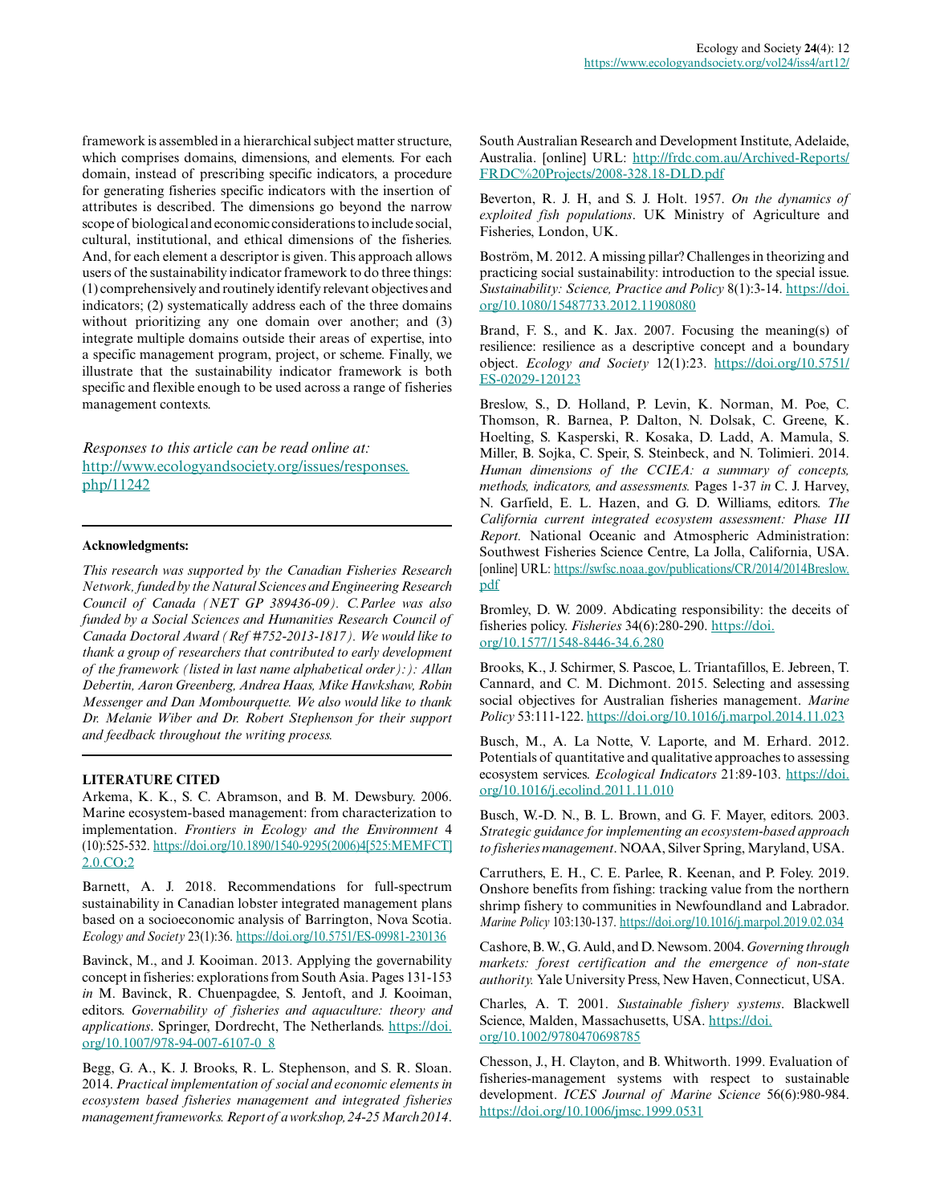framework is assembled in a hierarchical subject matter structure, which comprises domains, dimensions, and elements. For each domain, instead of prescribing specific indicators, a procedure for generating fisheries specific indicators with the insertion of attributes is described. The dimensions go beyond the narrow scope of biological and economic considerations to include social, cultural, institutional, and ethical dimensions of the fisheries. And, for each element a descriptor is given. This approach allows users of the sustainability indicator framework to do three things: (1) comprehensively and routinely identify relevant objectives and indicators; (2) systematically address each of the three domains without prioritizing any one domain over another; and (3) integrate multiple domains outside their areas of expertise, into a specific management program, project, or scheme. Finally, we illustrate that the sustainability indicator framework is both specific and flexible enough to be used across a range of fisheries management contexts.

*Responses to this article can be read online at:*
http://www.ecologyandsociety.org/issues/responses.php/11242

**Acknowledgments:**

*This research was supported by the Canadian Fisheries Research Network, funded by the Natural Sciences and Engineering Research Council of Canada (NET GP 389436-09). C.Parlee was also funded by a Social Sciences and Humanities Research Council of Canada Doctoral Award (Ref #752-2013-1817). We would like to thank a group of researchers that contributed to early development of the framework (listed in last name alphabetical order):): Allan Debertin, Aaron Greenberg, Andrea Haas, Mike Hawkshaw, Robin Messenger and Dan Mombourquette. We also would like to thank Dr. Melanie Wiber and Dr. Robert Stephenson for their support and feedback throughout the writing process.*

## LITERATURE CITED

Arkema, K. K., S. C. Abramson, and B. M. Dewsbury. 2006. Marine ecosystem-based management: from characterization to implementation. *Frontiers in Ecology and the Environment* 4 (10):525-532. https://doi.org/10.1890/1540-9295(2006)4[525:MEMFCT]2.0.CO;2

Barnett, A. J. 2018. Recommendations for full-spectrum sustainability in Canadian lobster integrated management plans based on a socioeconomic analysis of Barrington, Nova Scotia. *Ecology and Society* 23(1):36. https://doi.org/10.5751/ES-09981-230136

Bavinck, M., and J. Kooiman. 2013. Applying the governability concept in fisheries: explorations from South Asia. Pages 131-153 *in* M. Bavinck, R. Chuenpagdee, S. Jentoft, and J. Kooiman, editors. *Governability of fisheries and aquaculture: theory and applications*. Springer, Dordrecht, The Netherlands. https://doi.org/10.1007/978-94-007-6107-0_8

Begg, G. A., K. J. Brooks, R. L. Stephenson, and S. R. Sloan. 2014. *Practical implementation of social and economic elements in ecosystem based fisheries management and integrated fisheries management frameworks. Report of a workshop, 24-25 March 2014*. South Australian Research and Development Institute, Adelaide, Australia. [online] URL: http://frdc.com.au/Archived-Reports/FRDC%20Projects/2008-328.18-DLD.pdf

Beverton, R. J. H, and S. J. Holt. 1957. *On the dynamics of exploited fish populations*. UK Ministry of Agriculture and Fisheries, London, UK.

Boström, M. 2012. A missing pillar? Challenges in theorizing and practicing social sustainability: introduction to the special issue. *Sustainability: Science, Practice and Policy* 8(1):3-14. https://doi.org/10.1080/15487733.2012.11908080

Brand, F. S., and K. Jax. 2007. Focusing the meaning(s) of resilience: resilience as a descriptive concept and a boundary object. *Ecology and Society* 12(1):23. https://doi.org/10.5751/ES-02029-120123

Breslow, S., D. Holland, P. Levin, K. Norman, M. Poe, C. Thomson, R. Barnea, P. Dalton, N. Dolsak, C. Greene, K. Hoelting, S. Kasperski, R. Kosaka, D. Ladd, A. Mamula, S. Miller, B. Sojka, C. Speir, S. Steinbeck, and N. Tolimieri. 2014. *Human dimensions of the CCIEA: a summary of concepts, methods, indicators, and assessments.* Pages 1-37 *in* C. J. Harvey, N. Garfield, E. L. Hazen, and G. D. Williams, editors. *The California current integrated ecosystem assessment: Phase III Report.* National Oceanic and Atmospheric Administration: Southwest Fisheries Science Centre, La Jolla, California, USA. [online] URL: https://swfsc.noaa.gov/publications/CR/2014/2014Breslow.pdf

Bromley, D. W. 2009. Abdicating responsibility: the deceits of fisheries policy. *Fisheries* 34(6):280-290. https://doi.org/10.1577/1548-8446-34.6.280

Brooks, K., J. Schirmer, S. Pascoe, L. Triantafillos, E. Jebreen, T. Cannard, and C. M. Dichmont. 2015. Selecting and assessing social objectives for Australian fisheries management. *Marine Policy* 53:111-122. https://doi.org/10.1016/j.marpol.2014.11.023

Busch, M., A. La Notte, V. Laporte, and M. Erhard. 2012. Potentials of quantitative and qualitative approaches to assessing ecosystem services. *Ecological Indicators* 21:89-103. https://doi.org/10.1016/j.ecolind.2011.11.010

Busch, W.-D. N., B. L. Brown, and G. F. Mayer, editors. 2003. *Strategic guidance for implementing an ecosystem-based approach to fisheries management*. NOAA, Silver Spring, Maryland, USA.

Carruthers, E. H., C. E. Parlee, R. Keenan, and P. Foley. 2019. Onshore benefits from fishing: tracking value from the northern shrimp fishery to communities in Newfoundland and Labrador. *Marine Policy* 103:130-137. https://doi.org/10.1016/j.marpol.2019.02.034

Cashore, B. W., G. Auld, and D. Newsom. 2004. *Governing through markets: forest certification and the emergence of non-state authority.* Yale University Press, New Haven, Connecticut, USA.

Charles, A. T. 2001. *Sustainable fishery systems*. Blackwell Science, Malden, Massachusetts, USA. https://doi.org/10.1002/9780470698785

Chesson, J., H. Clayton, and B. Whitworth. 1999. Evaluation of fisheries-management systems with respect to sustainable development. *ICES Journal of Marine Science* 56(6):980-984. https://doi.org/10.1006/jmsc.1999.0531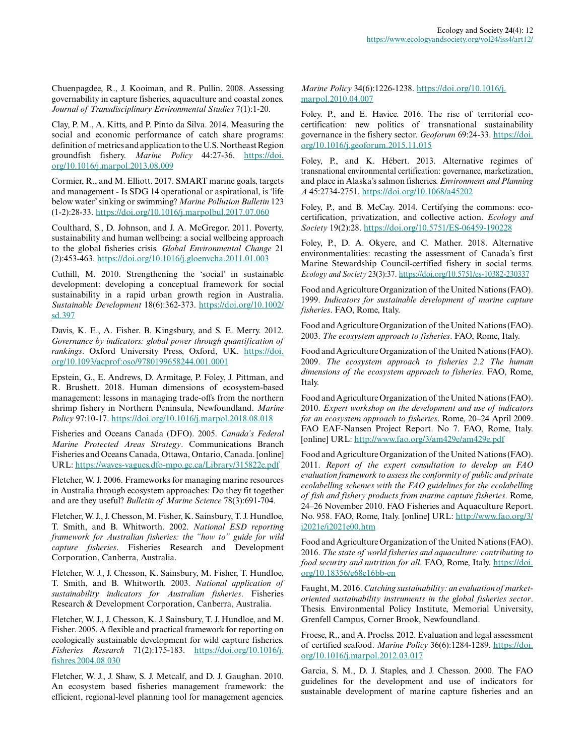Chuenpagdee, R., J. Kooiman, and R. Pullin. 2008. Assessing governability in capture fisheries, aquaculture and coastal zones. *Journal of Transdisciplinary Environmental Studies* 7(1):1-20.

Clay, P. M., A. Kitts, and P. Pinto da Silva. 2014. Measuring the social and economic performance of catch share programs: definition of metrics and application to the U.S. Northeast Region groundfish fishery. *Marine Policy* 44:27-36. https://doi.org/10.1016/j.marpol.2013.08.009

Cormier, R., and M. Elliott. 2017. SMART marine goals, targets and management - Is SDG 14 operational or aspirational, is 'life below water' sinking or swimming? *Marine Pollution Bulletin* 123 (1-2):28-33. https://doi.org/10.1016/j.marpolbul.2017.07.060

Coulthard, S., D. Johnson, and J. A. McGregor. 2011. Poverty, sustainability and human wellbeing: a social wellbeing approach to the global fisheries crisis. *Global Environmental Change* 21 (2):453-463. https://doi.org/10.1016/j.gloenvcha.2011.01.003

Cuthill, M. 2010. Strengthening the 'social' in sustainable development: developing a conceptual framework for social sustainability in a rapid urban growth region in Australia. *Sustainable Development* 18(6):362-373. https://doi.org/10.1002/sd.397

Davis, K. E., A. Fisher. B. Kingsbury, and S. E. Merry. 2012. *Governance by indicators: global power through quantification of rankings*. Oxford University Press, Oxford, UK. https://doi.org/10.1093/acprof:oso/9780199658244.001.0001

Epstein, G., E. Andrews, D. Armitage, P. Foley, J. Pittman, and R. Brushett. 2018. Human dimensions of ecosystem-based management: lessons in managing trade-offs from the northern shrimp fishery in Northern Peninsula, Newfoundland. *Marine Policy* 97:10-17. https://doi.org/10.1016/j.marpol.2018.08.018

Fisheries and Oceans Canada (DFO). 2005. *Canada's Federal Marine Protected Areas Strategy*. Communications Branch Fisheries and Oceans Canada, Ottawa, Ontario, Canada. [online] URL: https://waves-vagues.dfo-mpo.gc.ca/Library/315822e.pdf

Fletcher, W. J. 2006. Frameworks for managing marine resources in Australia through ecosystem approaches: Do they fit together and are they useful? *Bulletin of Marine Science* 78(3):691-704.

Fletcher, W. J., J. Chesson, M. Fisher, K. Sainsbury, T. J. Hundloe, T. Smith, and B. Whitworth. 2002. *National ESD reporting framework for Australian fisheries: the "how to" guide for wild capture fisheries*. Fisheries Research and Development Corporation, Canberra, Australia.

Fletcher, W. J., J. Chesson, K. Sainsbury, M. Fisher, T. Hundloe, T. Smith, and B. Whitworth. 2003. *National application of sustainability indicators for Australian fisheries*. Fisheries Research & Development Corporation, Canberra, Australia.

Fletcher, W. J., J. Chesson, K. J. Sainsbury, T. J. Hundloe, and M. Fisher. 2005. A flexible and practical framework for reporting on ecologically sustainable development for wild capture fisheries. *Fisheries Research* 71(2):175-183. https://doi.org/10.1016/j.fishres.2004.08.030

Fletcher, W. J., J. Shaw, S. J. Metcalf, and D. J. Gaughan. 2010. An ecosystem based fisheries management framework: the efficient, regional-level planning tool for management agencies. *Marine Policy* 34(6):1226-1238. https://doi.org/10.1016/j.marpol.2010.04.007

Foley. P., and E. Havice. 2016. The rise of territorial eco-certification: new politics of transnational sustainability governance in the fishery sector. *Geoforum* 69:24-33. https://doi.org/10.1016/j.geoforum.2015.11.015

Foley, P., and K. Hébert. 2013. Alternative regimes of transnational environmental certification: governance, marketization, and place in Alaska's salmon fisheries. *Environment and Planning A* 45:2734-2751. https://doi.org/10.1068/a45202

Foley, P., and B. McCay. 2014. Certifying the commons: eco-certification, privatization, and collective action. *Ecology and Society* 19(2):28. https://doi.org/10.5751/ES-06459-190228

Foley, P., D. A. Okyere, and C. Mather. 2018. Alternative environmentalities: recasting the assessment of Canada's first Marine Stewardship Council-certified fishery in social terms. *Ecology and Society* 23(3):37. https://doi.org/10.5751/es-10382-230337

Food and Agriculture Organization of the United Nations (FAO). 1999. *Indicators for sustainable development of marine capture fisheries*. FAO, Rome, Italy.

Food and Agriculture Organization of the United Nations (FAO). 2003. *The ecosystem approach to fisheries*. FAO, Rome, Italy.

Food and Agriculture Organization of the United Nations (FAO). 2009. *The ecosystem approach to fisheries 2.2 The human dimensions of the ecosystem approach to fisheries*. FAO, Rome, Italy.

Food and Agriculture Organization of the United Nations (FAO). 2010. *Expert workshop on the development and use of indicators for an ecosystem approach to fisheries*. Rome, 20–24 April 2009. FAO EAF-Nansen Project Report. No 7. FAO, Rome, Italy. [online] URL: http://www.fao.org/3/am429e/am429e.pdf

Food and Agriculture Organization of the United Nations (FAO). 2011. *Report of the expert consultation to develop an FAO evaluation framework to assess the conformity of public and private ecolabelling schemes with the FAO guidelines for the ecolabelling of fish and fishery products from marine capture fisheries*. Rome, 24–26 November 2010. FAO Fisheries and Aquaculture Report. No. 958. FAO, Rome, Italy. [online] URL: http://www.fao.org/3/i2021e/i2021e00.htm

Food and Agriculture Organization of the United Nations (FAO). 2016. *The state of world fisheries and aquaculture: contributing to food security and nutrition for all*. FAO, Rome, Italy. https://doi.org/10.18356/e68e16bb-en

Faught, M. 2016. *Catching sustainability: an evaluation of market-oriented sustainability instruments in the global fisheries sector*. Thesis. Environmental Policy Institute, Memorial University, Grenfell Campus, Corner Brook, Newfoundland.

Froese, R., and A. Proelss. 2012. Evaluation and legal assessment of certified seafood. *Marine Policy* 36(6):1284-1289. https://doi.org/10.1016/j.marpol.2012.03.017

Garcia, S. M., D. J. Staples, and J. Chesson. 2000. The FAO guidelines for the development and use of indicators for sustainable development of marine capture fisheries and an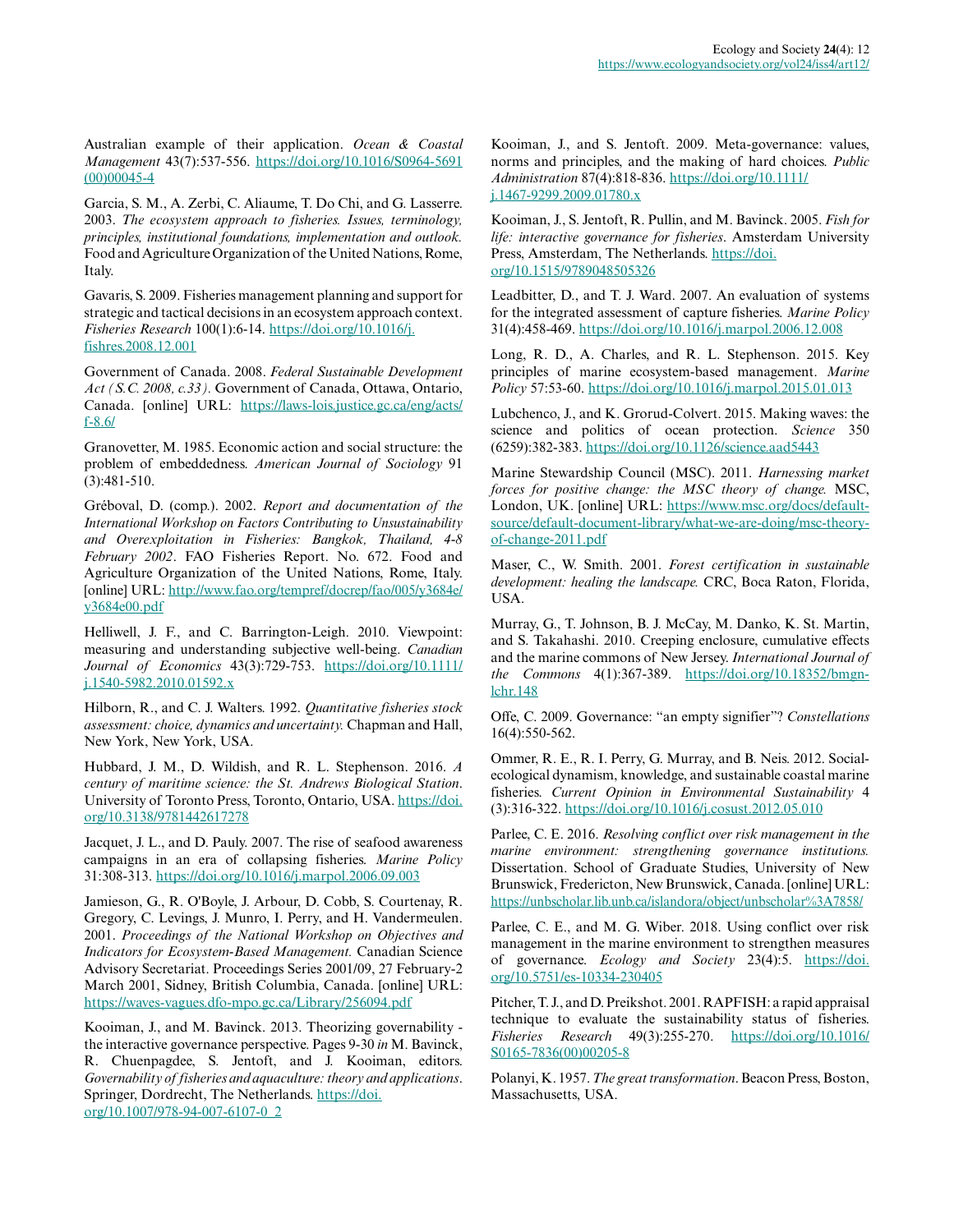Australian example of their application. *Ocean & Coastal Management* 43(7):537-556. https://doi.org/10.1016/S0964-5691(00)00045-4

Garcia, S. M., A. Zerbi, C. Aliaume, T. Do Chi, and G. Lasserre. 2003. *The ecosystem approach to fisheries. Issues, terminology, principles, institutional foundations, implementation and outlook.* Food and Agriculture Organization of the United Nations, Rome, Italy.

Gavaris, S. 2009. Fisheries management planning and support for strategic and tactical decisions in an ecosystem approach context. *Fisheries Research* 100(1):6-14. https://doi.org/10.1016/j.fishres.2008.12.001

Government of Canada. 2008. *Federal Sustainable Development Act (S.C. 2008, c.33).* Government of Canada, Ottawa, Ontario, Canada. [online] URL: https://laws-lois.justice.gc.ca/eng/acts/f-8.6/

Granovetter, M. 1985. Economic action and social structure: the problem of embeddedness. *American Journal of Sociology* 91(3):481-510.

Gréboval, D. (comp.). 2002. *Report and documentation of the International Workshop on Factors Contributing to Unsustainability and Overexploitation in Fisheries: Bangkok, Thailand, 4-8 February 2002*. FAO Fisheries Report. No. 672. Food and Agriculture Organization of the United Nations, Rome, Italy. [online] URL: http://www.fao.org/tempref/docrep/fao/005/y3684e/y3684e00.pdf

Helliwell, J. F., and C. Barrington-Leigh. 2010. Viewpoint: measuring and understanding subjective well-being. *Canadian Journal of Economics* 43(3):729-753. https://doi.org/10.1111/j.1540-5982.2010.01592.x

Hilborn, R., and C. J. Walters. 1992. *Quantitative fisheries stock assessment: choice, dynamics and uncertainty.* Chapman and Hall, New York, New York, USA.

Hubbard, J. M., D. Wildish, and R. L. Stephenson. 2016. *A century of maritime science: the St. Andrews Biological Station*. University of Toronto Press, Toronto, Ontario, USA. https://doi.org/10.3138/9781442617278

Jacquet, J. L., and D. Pauly. 2007. The rise of seafood awareness campaigns in an era of collapsing fisheries. *Marine Policy* 31:308-313. https://doi.org/10.1016/j.marpol.2006.09.003

Jamieson, G., R. O'Boyle, J. Arbour, D. Cobb, S. Courtenay, R. Gregory, C. Levings, J. Munro, I. Perry, and H. Vandermeulen. 2001. *Proceedings of the National Workshop on Objectives and Indicators for Ecosystem-Based Management.* Canadian Science Advisory Secretariat. Proceedings Series 2001/09, 27 February-2 March 2001, Sidney, British Columbia, Canada. [online] URL: https://waves-vagues.dfo-mpo.gc.ca/Library/256094.pdf

Kooiman, J., and M. Bavinck. 2013. Theorizing governability - the interactive governance perspective. Pages 9-30 *in* M. Bavinck, R. Chuenpagdee, S. Jentoft, and J. Kooiman, editors. *Governability of fisheries and aquaculture: theory and applications*. Springer, Dordrecht, The Netherlands. https://doi.org/10.1007/978-94-007-6107-0_2

Kooiman, J., and S. Jentoft. 2009. Meta-governance: values, norms and principles, and the making of hard choices. *Public Administration* 87(4):818-836. https://doi.org/10.1111/j.1467-9299.2009.01780.x

Kooiman, J., S. Jentoft, R. Pullin, and M. Bavinck. 2005. *Fish for life: interactive governance for fisheries*. Amsterdam University Press, Amsterdam, The Netherlands. https://doi.org/10.1515/9789048505326

Leadbitter, D., and T. J. Ward. 2007. An evaluation of systems for the integrated assessment of capture fisheries. *Marine Policy* 31(4):458-469. https://doi.org/10.1016/j.marpol.2006.12.008

Long, R. D., A. Charles, and R. L. Stephenson. 2015. Key principles of marine ecosystem-based management. *Marine Policy* 57:53-60. https://doi.org/10.1016/j.marpol.2015.01.013

Lubchenco, J., and K. Grorud-Colvert. 2015. Making waves: the science and politics of ocean protection. *Science* 350(6259):382-383. https://doi.org/10.1126/science.aad5443

Marine Stewardship Council (MSC). 2011. *Harnessing market forces for positive change: the MSC theory of change.* MSC, London, UK. [online] URL: https://www.msc.org/docs/default-source/default-document-library/what-we-are-doing/msc-theory-of-change-2011.pdf

Maser, C., W. Smith. 2001. *Forest certification in sustainable development: healing the landscape.* CRC, Boca Raton, Florida, USA.

Murray, G., T. Johnson, B. J. McCay, M. Danko, K. St. Martin, and S. Takahashi. 2010. Creeping enclosure, cumulative effects and the marine commons of New Jersey. *International Journal of the Commons* 4(1):367-389. https://doi.org/10.18352/bmgn-lchr.148

Offe, C. 2009. Governance: "an empty signifier"? *Constellations* 16(4):550-562.

Ommer, R. E., R. I. Perry, G. Murray, and B. Neis. 2012. Social-ecological dynamism, knowledge, and sustainable coastal marine fisheries. *Current Opinion in Environmental Sustainability* 4(3):316-322. https://doi.org/10.1016/j.cosust.2012.05.010

Parlee, C. E. 2016. *Resolving conflict over risk management in the marine environment: strengthening governance institutions.* Dissertation. School of Graduate Studies, University of New Brunswick, Fredericton, New Brunswick, Canada. [online] URL: https://unbscholar.lib.unb.ca/islandora/object/unbscholar%3A7858/

Parlee, C. E., and M. G. Wiber. 2018. Using conflict over risk management in the marine environment to strengthen measures of governance. *Ecology and Society* 23(4):5. https://doi.org/10.5751/es-10334-230405

Pitcher, T. J., and D. Preikshot. 2001. RAPFISH: a rapid appraisal technique to evaluate the sustainability status of fisheries. *Fisheries Research* 49(3):255-270. https://doi.org/10.1016/S0165-7836(00)00205-8

Polanyi, K. 1957. *The great transformation*. Beacon Press, Boston, Massachusetts, USA.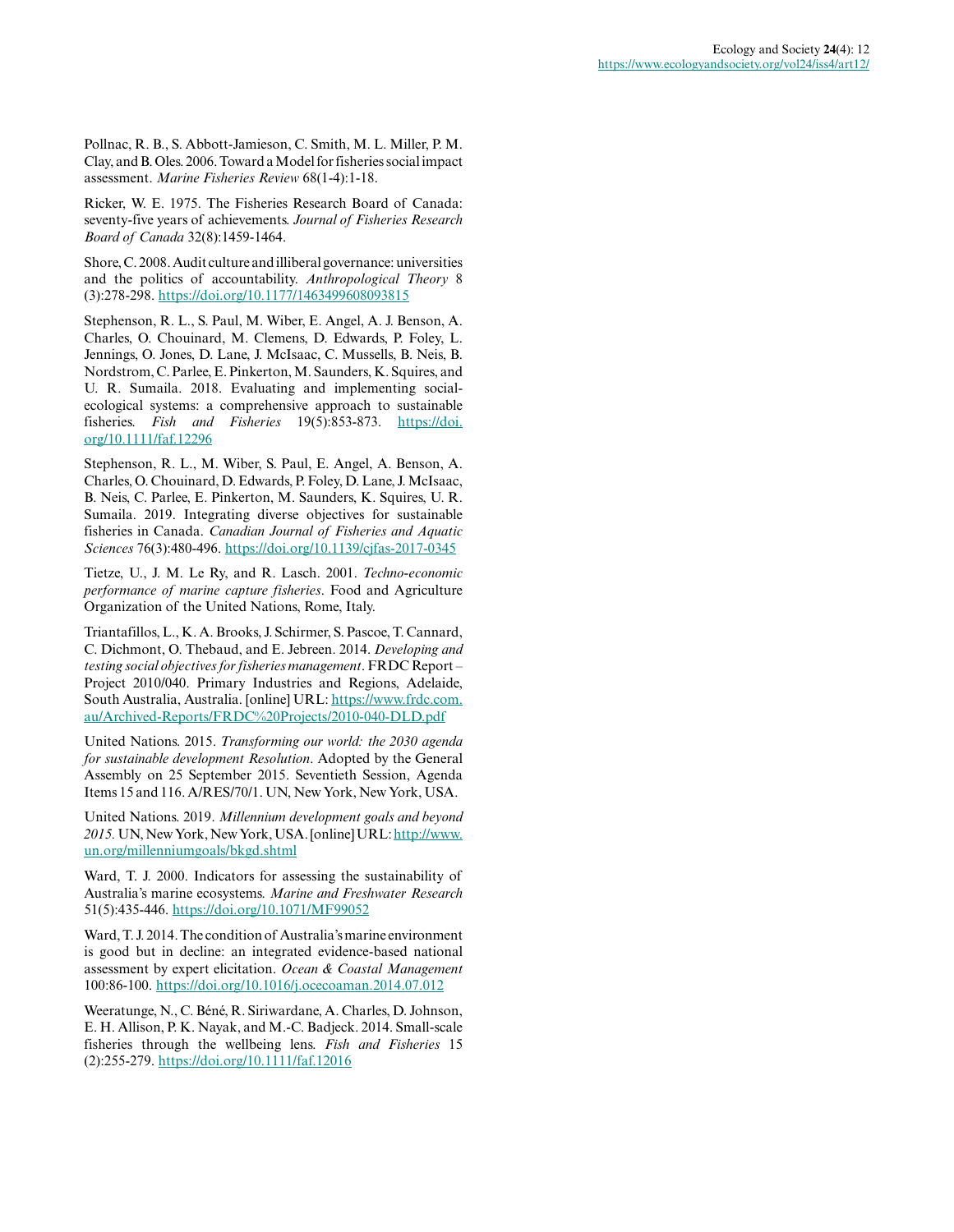Pollnac, R. B., S. Abbott-Jamieson, C. Smith, M. L. Miller, P. M. Clay, and B. Oles. 2006. Toward a Model for fisheries social impact assessment. *Marine Fisheries Review* 68(1-4):1-18.

Ricker, W. E. 1975. The Fisheries Research Board of Canada: seventy-five years of achievements. *Journal of Fisheries Research Board of Canada* 32(8):1459-1464.

Shore, C. 2008. Audit culture and illiberal governance: universities and the politics of accountability. *Anthropological Theory* 8 (3):278-298. https://doi.org/10.1177/1463499608093815

Stephenson, R. L., S. Paul, M. Wiber, E. Angel, A. J. Benson, A. Charles, O. Chouinard, M. Clemens, D. Edwards, P. Foley, L. Jennings, O. Jones, D. Lane, J. McIsaac, C. Mussells, B. Neis, B. Nordstrom, C. Parlee, E. Pinkerton, M. Saunders, K. Squires, and U. R. Sumaila. 2018. Evaluating and implementing social-ecological systems: a comprehensive approach to sustainable fisheries. *Fish and Fisheries* 19(5):853-873. https://doi.org/10.1111/faf.12296

Stephenson, R. L., M. Wiber, S. Paul, E. Angel, A. Benson, A. Charles, O. Chouinard, D. Edwards, P. Foley, D. Lane, J. McIsaac, B. Neis, C. Parlee, E. Pinkerton, M. Saunders, K. Squires, U. R. Sumaila. 2019. Integrating diverse objectives for sustainable fisheries in Canada. *Canadian Journal of Fisheries and Aquatic Sciences* 76(3):480-496. https://doi.org/10.1139/cjfas-2017-0345

Tietze, U., J. M. Le Ry, and R. Lasch. 2001. *Techno-economic performance of marine capture fisheries*. Food and Agriculture Organization of the United Nations, Rome, Italy.

Triantafillos, L., K. A. Brooks, J. Schirmer, S. Pascoe, T. Cannard, C. Dichmont, O. Thebaud, and E. Jebreen. 2014. *Developing and testing social objectives for fisheries management*. FRDC Report – Project 2010/040. Primary Industries and Regions, Adelaide, South Australia, Australia. [online] URL: https://www.frdc.com.au/Archived-Reports/FRDC%20Projects/2010-040-DLD.pdf

United Nations. 2015. *Transforming our world: the 2030 agenda for sustainable development Resolution*. Adopted by the General Assembly on 25 September 2015. Seventieth Session, Agenda Items 15 and 116. A/RES/70/1. UN, New York, New York, USA.

United Nations. 2019. *Millennium development goals and beyond 2015.* UN, New York, New York, USA. [online] URL: http://www.un.org/millenniumgoals/bkgd.shtml

Ward, T. J. 2000. Indicators for assessing the sustainability of Australia's marine ecosystems. *Marine and Freshwater Research* 51(5):435-446. https://doi.org/10.1071/MF99052

Ward, T. J. 2014. The condition of Australia's marine environment is good but in decline: an integrated evidence-based national assessment by expert elicitation. *Ocean & Coastal Management* 100:86-100. https://doi.org/10.1016/j.ocecoaman.2014.07.012

Weeratunge, N., C. Béné, R. Siriwardane, A. Charles, D. Johnson, E. H. Allison, P. K. Nayak, and M.-C. Badjeck. 2014. Small-scale fisheries through the wellbeing lens. *Fish and Fisheries* 15 (2):255-279. https://doi.org/10.1111/faf.12016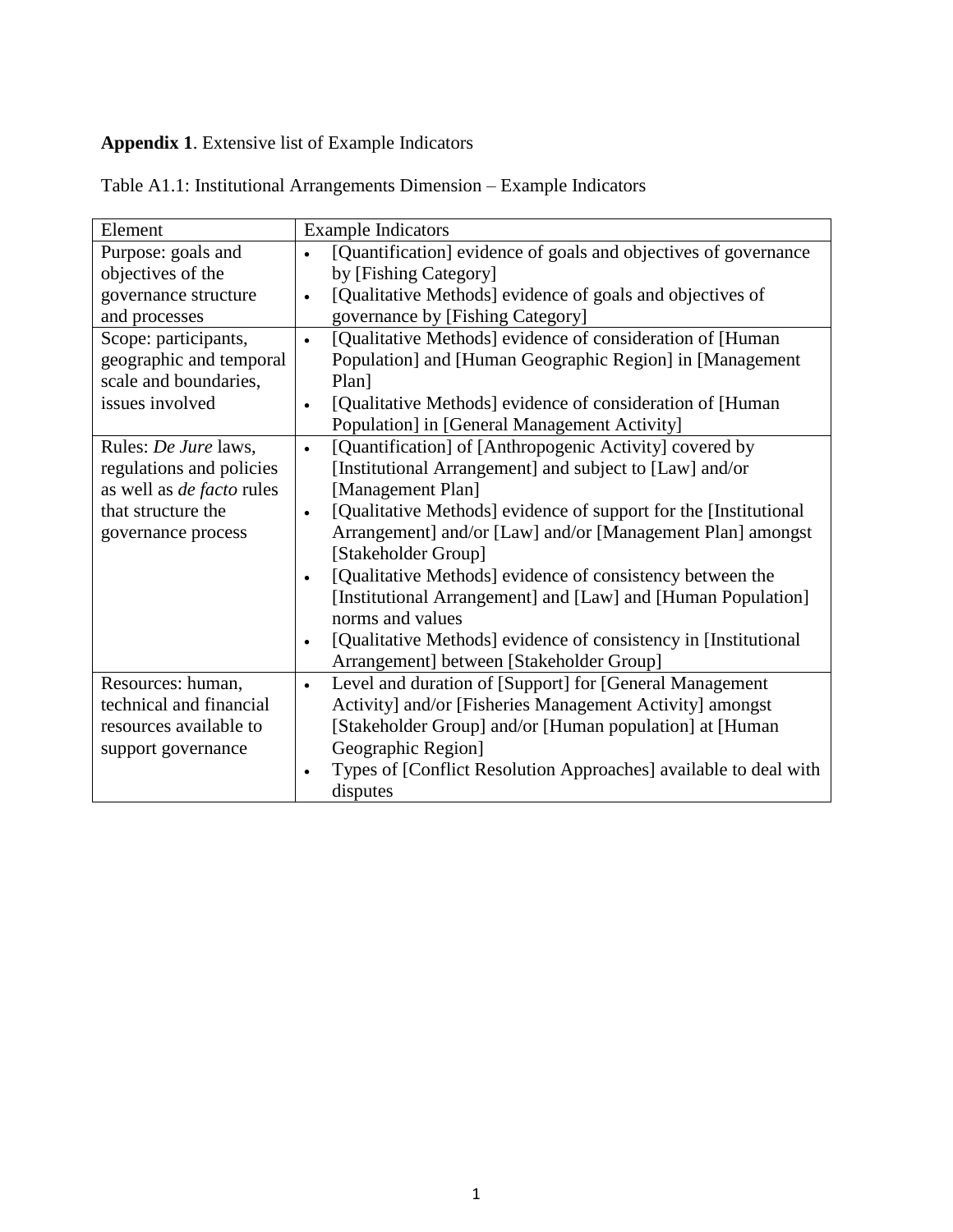**Appendix 1**. Extensive list of Example Indicators

Table A1.1: Institutional Arrangements Dimension – Example Indicators

| Element | Example Indicators |
|---|---|
| Purpose: goals and objectives of the governance structure and processes | • [Quantification] evidence of goals and objectives of governance by [Fishing Category]<br>• [Qualitative Methods] evidence of goals and objectives of governance by [Fishing Category] |
| Scope: participants, geographic and temporal scale and boundaries, issues involved | • [Qualitative Methods] evidence of consideration of [Human Population] and [Human Geographic Region] in [Management Plan]<br>• [Qualitative Methods] evidence of consideration of [Human Population] in [General Management Activity] |
| Rules: *De Jure* laws, regulations and policies as well as *de facto* rules that structure the governance process | • [Quantification] of [Anthropogenic Activity] covered by [Institutional Arrangement] and subject to [Law] and/or [Management Plan]<br>• [Qualitative Methods] evidence of support for the [Institutional Arrangement] and/or [Law] and/or [Management Plan] amongst [Stakeholder Group]<br>• [Qualitative Methods] evidence of consistency between the [Institutional Arrangement] and [Law] and [Human Population] norms and values<br>• [Qualitative Methods] evidence of consistency in [Institutional Arrangement] between [Stakeholder Group] |
| Resources: human, technical and financial resources available to support governance | • Level and duration of [Support] for [General Management Activity] and/or [Fisheries Management Activity] amongst [Stakeholder Group] and/or [Human population] at [Human Geographic Region]<br>• Types of [Conflict Resolution Approaches] available to deal with disputes |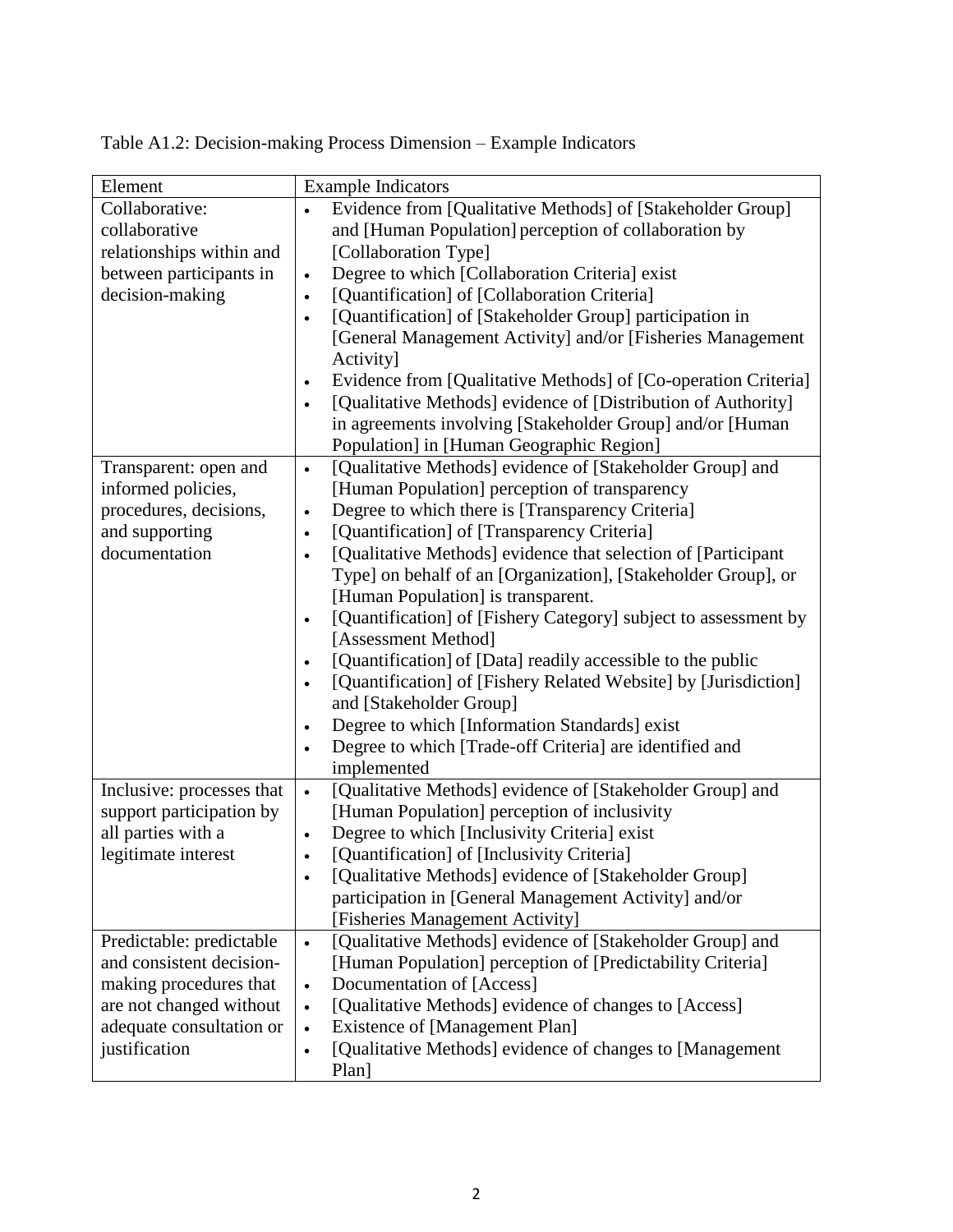Table A1.2: Decision-making Process Dimension – Example Indicators

| Element | Example Indicators |
| --- | --- |
| Collaborative: collaborative relationships within and between participants in decision-making | • Evidence from [Qualitative Methods] of [Stakeholder Group] and [Human Population] perception of collaboration by [Collaboration Type]<br>• Degree to which [Collaboration Criteria] exist<br>• [Quantification] of [Collaboration Criteria]<br>• [Quantification] of [Stakeholder Group] participation in [General Management Activity] and/or [Fisheries Management Activity]<br>• Evidence from [Qualitative Methods] of [Co-operation Criteria]<br>• [Qualitative Methods] evidence of [Distribution of Authority] in agreements involving [Stakeholder Group] and/or [Human Population] in [Human Geographic Region] |
| Transparent: open and informed policies, procedures, decisions, and supporting documentation | • [Qualitative Methods] evidence of [Stakeholder Group] and [Human Population] perception of transparency<br>• Degree to which there is [Transparency Criteria]<br>• [Quantification] of [Transparency Criteria]<br>• [Qualitative Methods] evidence that selection of [Participant Type] on behalf of an [Organization], [Stakeholder Group], or [Human Population] is transparent.<br>• [Quantification] of [Fishery Category] subject to assessment by [Assessment Method]<br>• [Quantification] of [Data] readily accessible to the public<br>• [Quantification] of [Fishery Related Website] by [Jurisdiction] and [Stakeholder Group]<br>• Degree to which [Information Standards] exist<br>• Degree to which [Trade-off Criteria] are identified and implemented |
| Inclusive: processes that support participation by all parties with a legitimate interest | • [Qualitative Methods] evidence of [Stakeholder Group] and [Human Population] perception of inclusivity<br>• Degree to which [Inclusivity Criteria] exist<br>• [Quantification] of [Inclusivity Criteria]<br>• [Qualitative Methods] evidence of [Stakeholder Group] participation in [General Management Activity] and/or [Fisheries Management Activity] |
| Predictable: predictable and consistent decision-making procedures that are not changed without adequate consultation or justification | • [Qualitative Methods] evidence of [Stakeholder Group] and [Human Population] perception of [Predictability Criteria]<br>• Documentation of [Access]<br>• [Qualitative Methods] evidence of changes to [Access]<br>• Existence of [Management Plan]<br>• [Qualitative Methods] evidence of changes to [Management Plan] |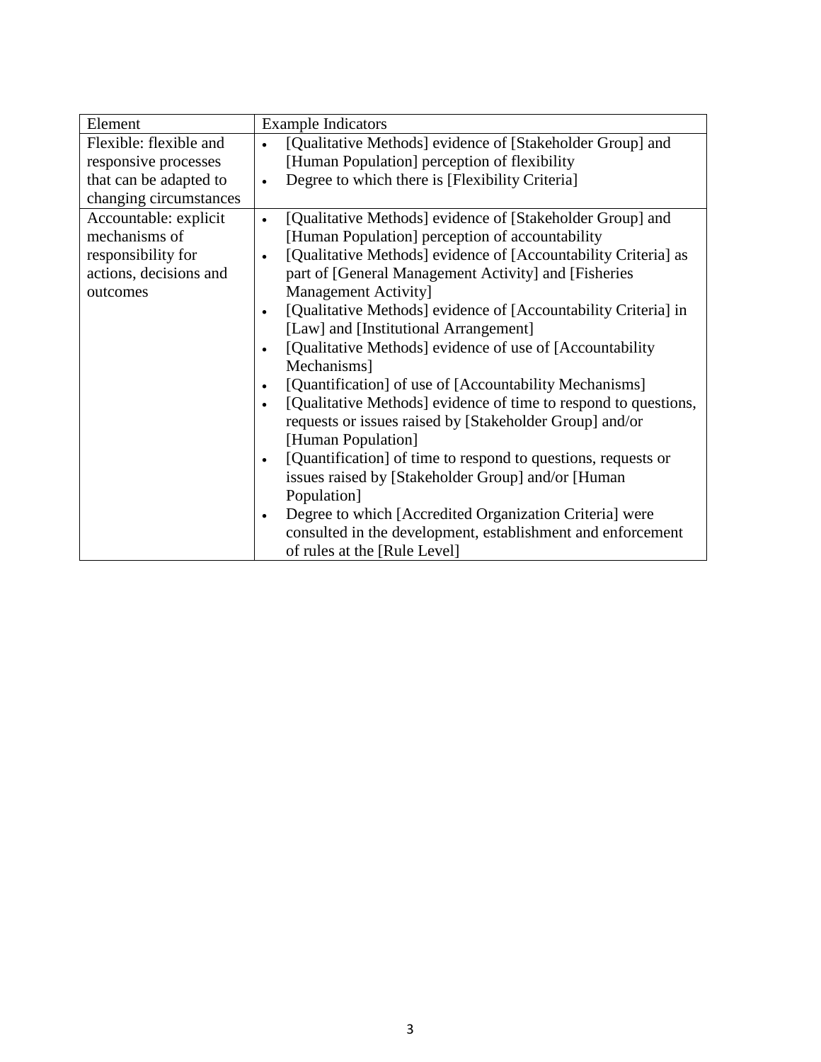| Element | Example Indicators |
|---|---|
| Flexible: flexible and responsive processes that can be adapted to changing circumstances | • [Qualitative Methods] evidence of [Stakeholder Group] and [Human Population] perception of flexibility<br>• Degree to which there is [Flexibility Criteria] |
| Accountable: explicit mechanisms of responsibility for actions, decisions and outcomes | • [Qualitative Methods] evidence of [Stakeholder Group] and [Human Population] perception of accountability<br>• [Qualitative Methods] evidence of [Accountability Criteria] as part of [General Management Activity] and [Fisheries Management Activity]<br>• [Qualitative Methods] evidence of [Accountability Criteria] in [Law] and [Institutional Arrangement]<br>• [Qualitative Methods] evidence of use of [Accountability Mechanisms]<br>• [Quantification] of use of [Accountability Mechanisms]<br>• [Qualitative Methods] evidence of time to respond to questions, requests or issues raised by [Stakeholder Group] and/or [Human Population]<br>• [Quantification] of time to respond to questions, requests or issues raised by [Stakeholder Group] and/or [Human Population]<br>• Degree to which [Accredited Organization Criteria] were consulted in the development, establishment and enforcement of rules at the [Rule Level] |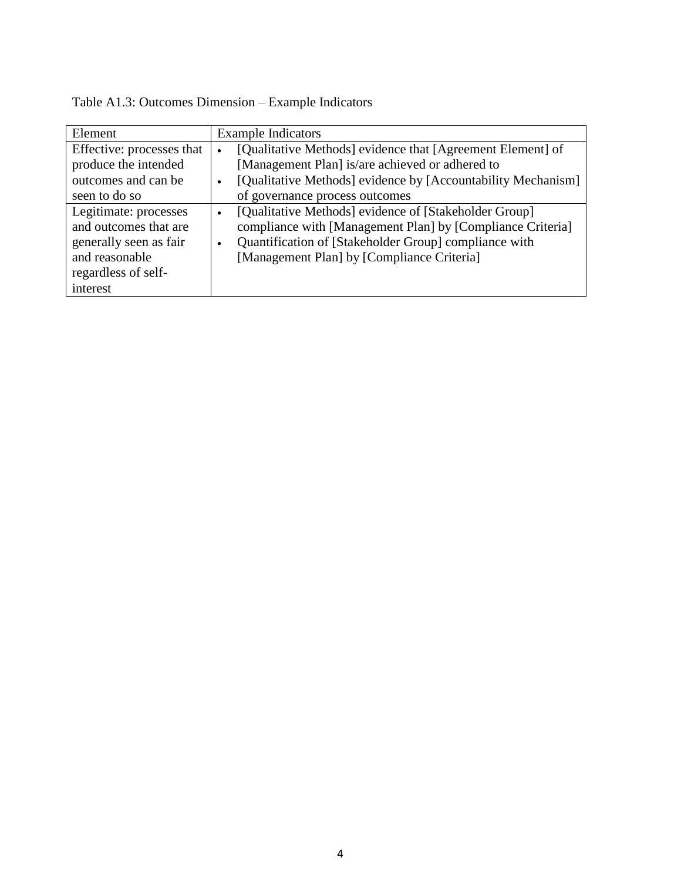Table A1.3: Outcomes Dimension – Example Indicators

| Element | Example Indicators |
|---|---|
| Effective: processes that produce the intended outcomes and can be seen to do so | • [Qualitative Methods] evidence that [Agreement Element] of [Management Plan] is/are achieved or adhered to<br>• [Qualitative Methods] evidence by [Accountability Mechanism] of governance process outcomes |
| Legitimate: processes and outcomes that are generally seen as fair and reasonable regardless of self-interest | • [Qualitative Methods] evidence of [Stakeholder Group] compliance with [Management Plan] by [Compliance Criteria]<br>• Quantification of [Stakeholder Group] compliance with [Management Plan] by [Compliance Criteria] |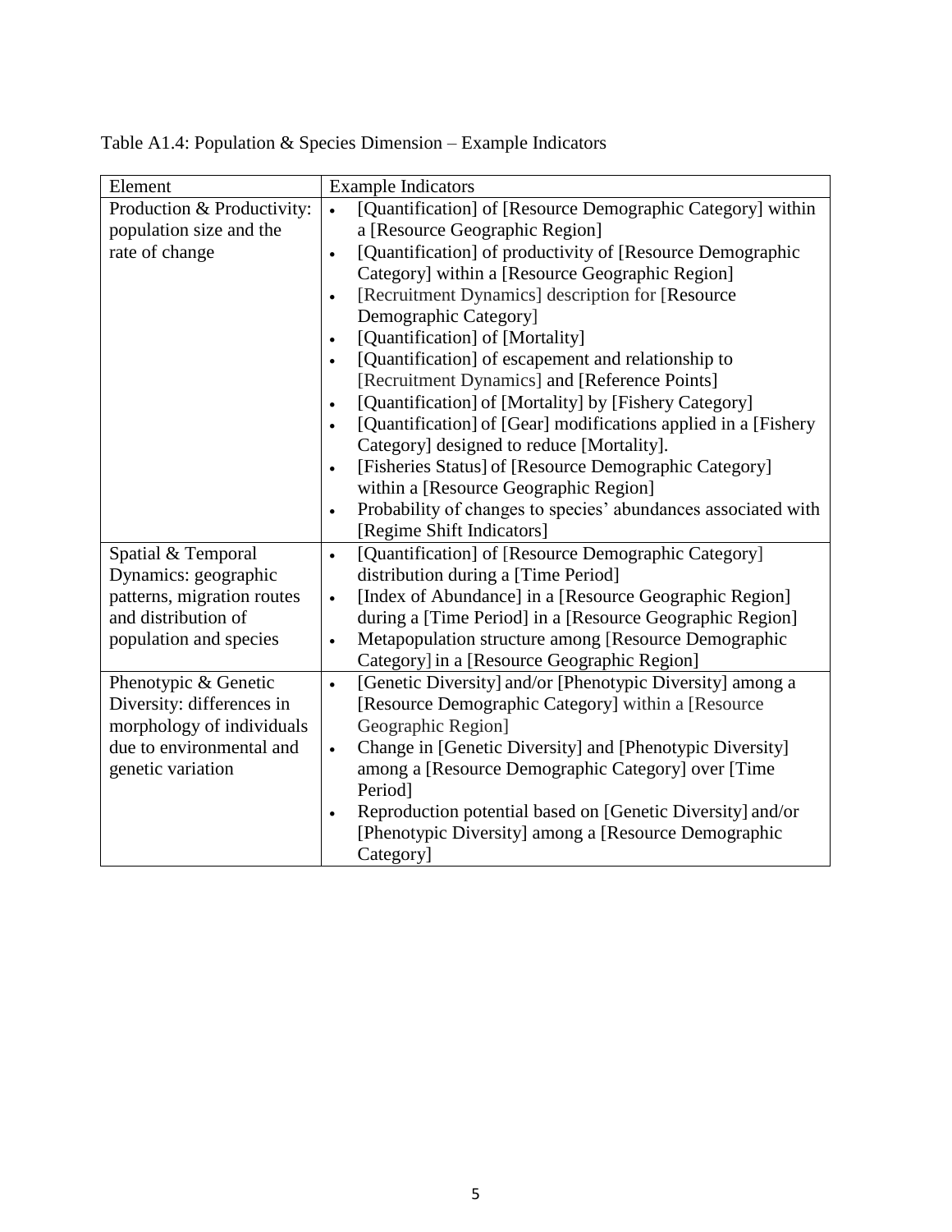Table A1.4: Population & Species Dimension – Example Indicators

| Element | Example Indicators |
| --- | --- |
| Production & Productivity: population size and the rate of change | • [Quantification] of [Resource Demographic Category] within a [Resource Geographic Region]<br>• [Quantification] of productivity of [Resource Demographic Category] within a [Resource Geographic Region]<br>• [Recruitment Dynamics] description for [Resource Demographic Category]<br>• [Quantification] of [Mortality]<br>• [Quantification] of escapement and relationship to [Recruitment Dynamics] and [Reference Points]<br>• [Quantification] of [Mortality] by [Fishery Category]<br>• [Quantification] of [Gear] modifications applied in a [Fishery Category] designed to reduce [Mortality].<br>• [Fisheries Status] of [Resource Demographic Category] within a [Resource Geographic Region]<br>• Probability of changes to species' abundances associated with [Regime Shift Indicators] |
| Spatial & Temporal Dynamics: geographic patterns, migration routes and distribution of population and species | • [Quantification] of [Resource Demographic Category] distribution during a [Time Period]<br>• [Index of Abundance] in a [Resource Geographic Region] during a [Time Period] in a [Resource Geographic Region]<br>• Metapopulation structure among [Resource Demographic Category] in a [Resource Geographic Region] |
| Phenotypic & Genetic Diversity: differences in morphology of individuals due to environmental and genetic variation | • [Genetic Diversity] and/or [Phenotypic Diversity] among a [Resource Demographic Category] within a [Resource Geographic Region]<br>• Change in [Genetic Diversity] and [Phenotypic Diversity] among a [Resource Demographic Category] over [Time Period]<br>• Reproduction potential based on [Genetic Diversity] and/or [Phenotypic Diversity] among a [Resource Demographic Category] |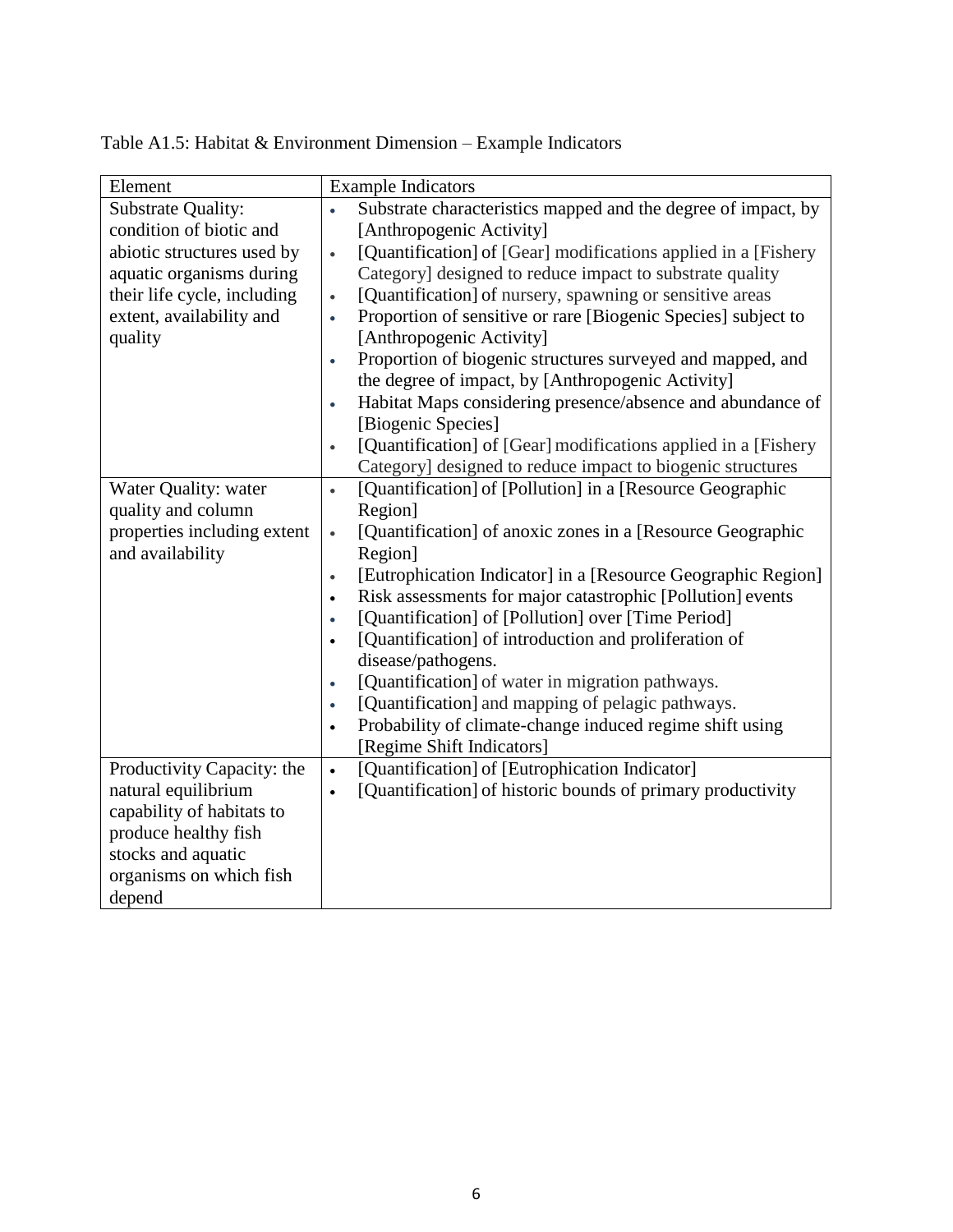Table A1.5: Habitat & Environment Dimension – Example Indicators

| Element | Example Indicators |
| --- | --- |
| Substrate Quality: condition of biotic and abiotic structures used by aquatic organisms during their life cycle, including extent, availability and quality | • Substrate characteristics mapped and the degree of impact, by [Anthropogenic Activity]<br>• [Quantification] of [Gear] modifications applied in a [Fishery Category] designed to reduce impact to substrate quality<br>• [Quantification] of nursery, spawning or sensitive areas<br>• Proportion of sensitive or rare [Biogenic Species] subject to [Anthropogenic Activity]<br>• Proportion of biogenic structures surveyed and mapped, and the degree of impact, by [Anthropogenic Activity]<br>• Habitat Maps considering presence/absence and abundance of [Biogenic Species]<br>• [Quantification] of [Gear] modifications applied in a [Fishery Category] designed to reduce impact to biogenic structures |
| Water Quality: water quality and column properties including extent and availability | • [Quantification] of [Pollution] in a [Resource Geographic Region]<br>• [Quantification] of anoxic zones in a [Resource Geographic Region]<br>• [Eutrophication Indicator] in a [Resource Geographic Region]<br>• Risk assessments for major catastrophic [Pollution] events<br>• [Quantification] of [Pollution] over [Time Period]<br>• [Quantification] of introduction and proliferation of disease/pathogens.<br>• [Quantification] of water in migration pathways.<br>• [Quantification] and mapping of pelagic pathways.<br>• Probability of climate-change induced regime shift using [Regime Shift Indicators] |
| Productivity Capacity: the natural equilibrium capability of habitats to produce healthy fish stocks and aquatic organisms on which fish depend | • [Quantification] of [Eutrophication Indicator]<br>• [Quantification] of historic bounds of primary productivity |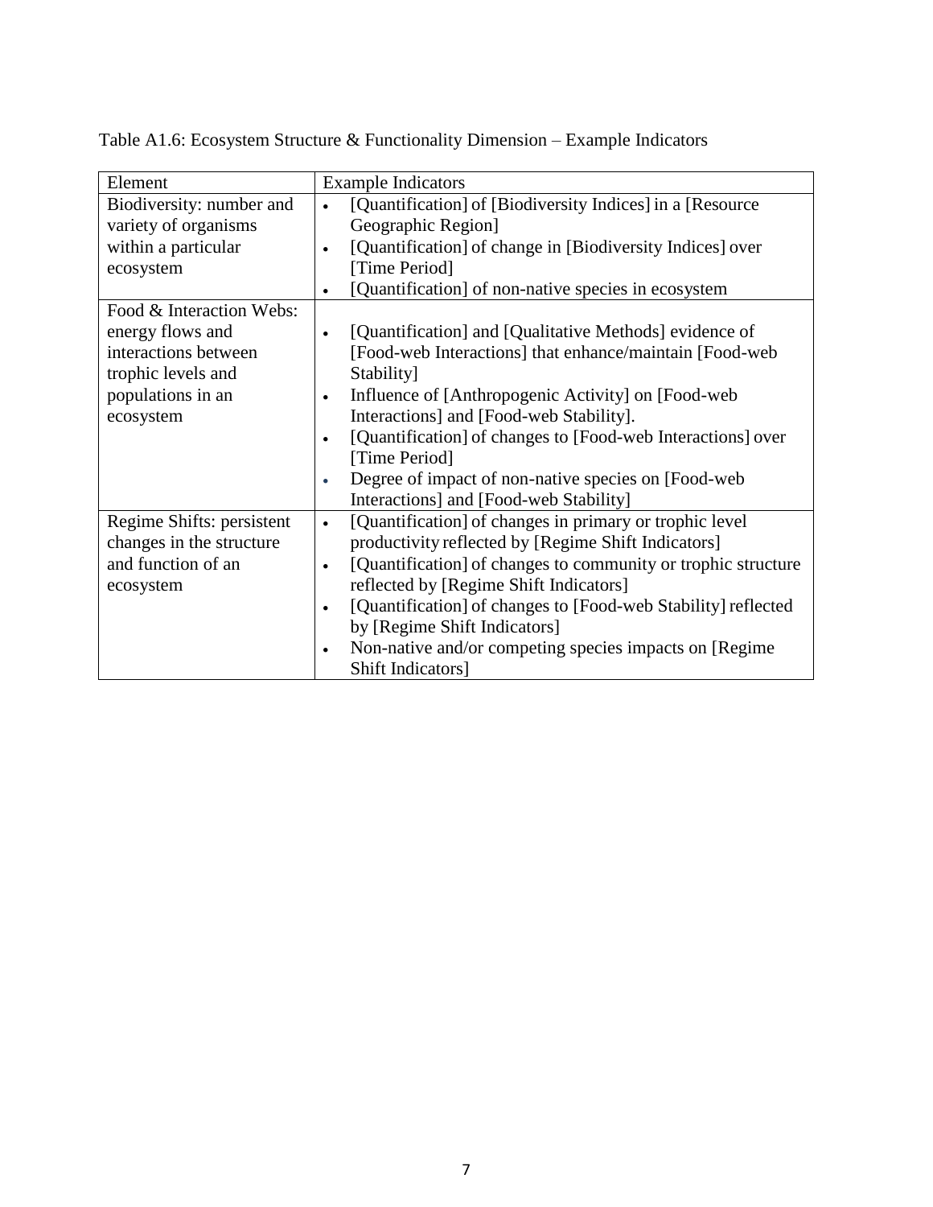Table A1.6: Ecosystem Structure & Functionality Dimension – Example Indicators

| Element | Example Indicators |
|---|---|
| Biodiversity: number and variety of organisms within a particular ecosystem | • [Quantification] of [Biodiversity Indices] in a [Resource Geographic Region]<br>• [Quantification] of change in [Biodiversity Indices] over [Time Period]<br>• [Quantification] of non-native species in ecosystem |
| Food & Interaction Webs: energy flows and interactions between trophic levels and populations in an ecosystem | • [Quantification] and [Qualitative Methods] evidence of [Food-web Interactions] that enhance/maintain [Food-web Stability]<br>• Influence of [Anthropogenic Activity] on [Food-web Interactions] and [Food-web Stability].<br>• [Quantification] of changes to [Food-web Interactions] over [Time Period]<br>• Degree of impact of non-native species on [Food-web Interactions] and [Food-web Stability] |
| Regime Shifts: persistent changes in the structure and function of an ecosystem | • [Quantification] of changes in primary or trophic level productivity reflected by [Regime Shift Indicators]<br>• [Quantification] of changes to community or trophic structure reflected by [Regime Shift Indicators]<br>• [Quantification] of changes to [Food-web Stability] reflected by [Regime Shift Indicators]<br>• Non-native and/or competing species impacts on [Regime Shift Indicators] |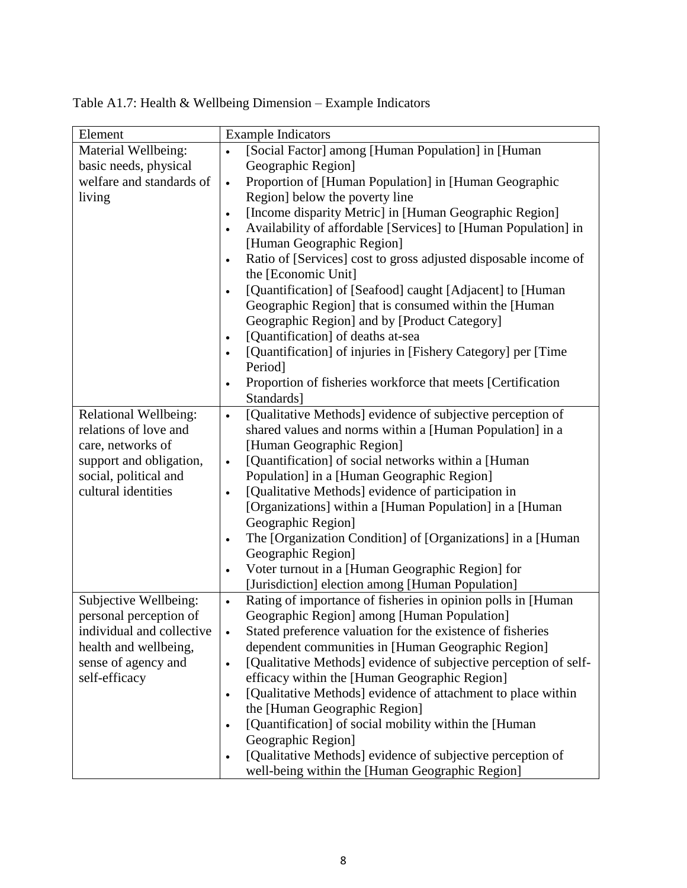Table A1.7: Health & Wellbeing Dimension – Example Indicators

| Element | Example Indicators |
|---|---|
| Material Wellbeing: basic needs, physical welfare and standards of living | • [Social Factor] among [Human Population] in [Human Geographic Region]<br>• Proportion of [Human Population] in [Human Geographic Region] below the poverty line<br>• [Income disparity Metric] in [Human Geographic Region]<br>• Availability of affordable [Services] to [Human Population] in [Human Geographic Region]<br>• Ratio of [Services] cost to gross adjusted disposable income of the [Economic Unit]<br>• [Quantification] of [Seafood] caught [Adjacent] to [Human Geographic Region] that is consumed within the [Human Geographic Region] and by [Product Category]<br>• [Quantification] of deaths at-sea<br>• [Quantification] of injuries in [Fishery Category] per [Time Period]<br>• Proportion of fisheries workforce that meets [Certification Standards] |
| Relational Wellbeing: relations of love and care, networks of support and obligation, social, political and cultural identities | • [Qualitative Methods] evidence of subjective perception of shared values and norms within a [Human Population] in a [Human Geographic Region]<br>• [Quantification] of social networks within a [Human Population] in a [Human Geographic Region]<br>• [Qualitative Methods] evidence of participation in [Organizations] within a [Human Population] in a [Human Geographic Region]<br>• The [Organization Condition] of [Organizations] in a [Human Geographic Region]<br>• Voter turnout in a [Human Geographic Region] for [Jurisdiction] election among [Human Population] |
| Subjective Wellbeing: personal perception of individual and collective health and wellbeing, sense of agency and self-efficacy | • Rating of importance of fisheries in opinion polls in [Human Geographic Region] among [Human Population]<br>• Stated preference valuation for the existence of fisheries dependent communities in [Human Geographic Region]<br>• [Qualitative Methods] evidence of subjective perception of self-efficacy within the [Human Geographic Region]<br>• [Qualitative Methods] evidence of attachment to place within the [Human Geographic Region]<br>• [Quantification] of social mobility within the [Human Geographic Region]<br>• [Qualitative Methods] evidence of subjective perception of well-being within the [Human Geographic Region] |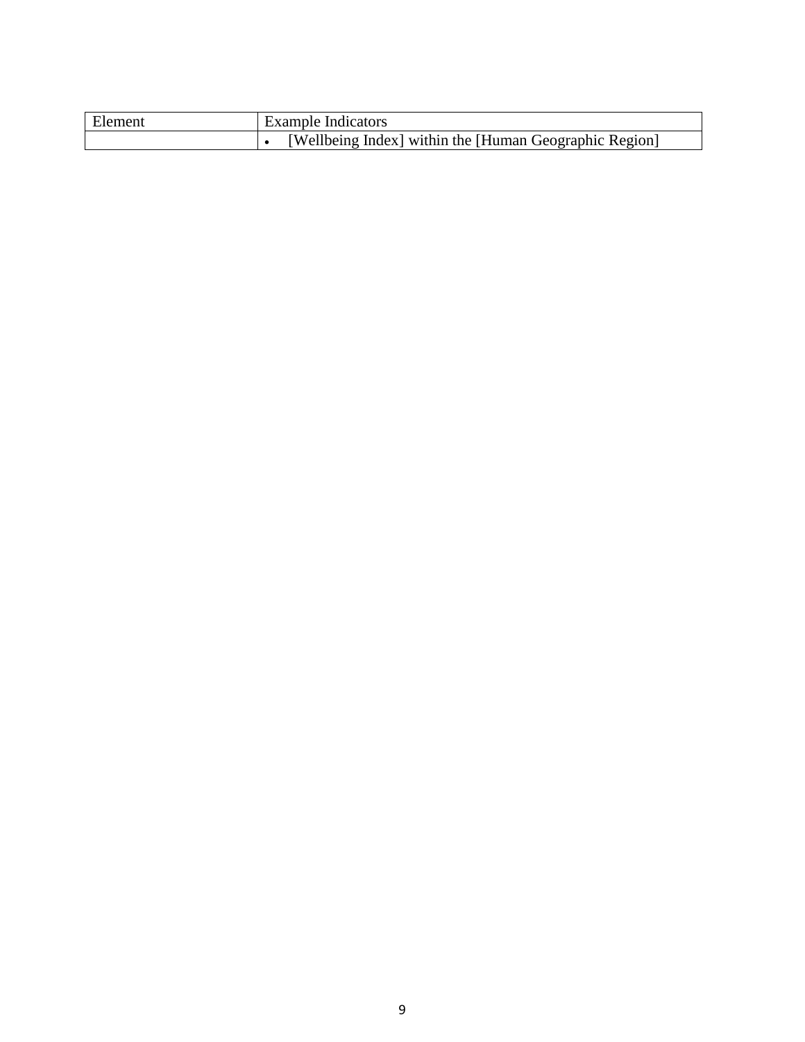| Element | Example Indicators |
| --- | --- |
| | • [Wellbeing Index] within the [Human Geographic Region] |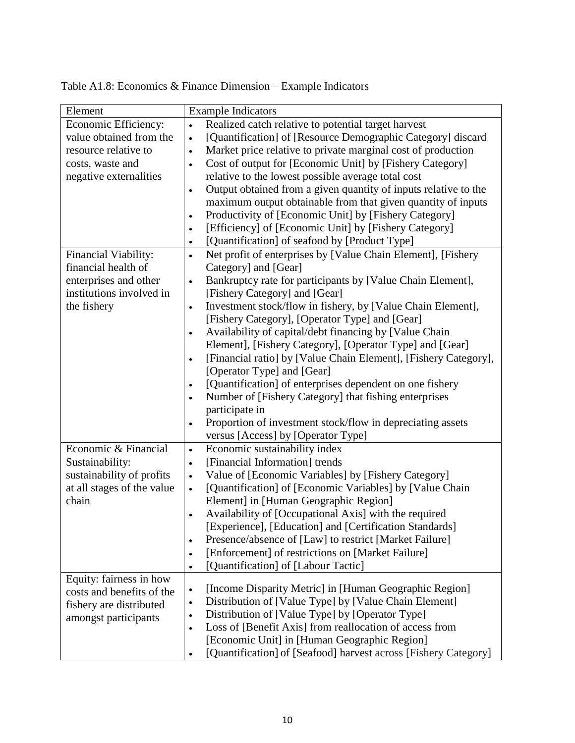Table A1.8: Economics & Finance Dimension – Example Indicators

| Element | Example Indicators |
|---|---|
| Economic Efficiency: value obtained from the resource relative to costs, waste and negative externalities | • Realized catch relative to potential target harvest<br>• [Quantification] of [Resource Demographic Category] discard<br>• Market price relative to private marginal cost of production<br>• Cost of output for [Economic Unit] by [Fishery Category] relative to the lowest possible average total cost<br>• Output obtained from a given quantity of inputs relative to the maximum output obtainable from that given quantity of inputs<br>• Productivity of [Economic Unit] by [Fishery Category]<br>• [Efficiency] of [Economic Unit] by [Fishery Category]<br>• [Quantification] of seafood by [Product Type] |
| Financial Viability: financial health of enterprises and other institutions involved in the fishery | • Net profit of enterprises by [Value Chain Element], [Fishery Category] and [Gear]<br>• Bankruptcy rate for participants by [Value Chain Element], [Fishery Category] and [Gear]<br>• Investment stock/flow in fishery, by [Value Chain Element], [Fishery Category], [Operator Type] and [Gear]<br>• Availability of capital/debt financing by [Value Chain Element], [Fishery Category], [Operator Type] and [Gear]<br>• [Financial ratio] by [Value Chain Element], [Fishery Category], [Operator Type] and [Gear]<br>• [Quantification] of enterprises dependent on one fishery<br>• Number of [Fishery Category] that fishing enterprises participate in<br>• Proportion of investment stock/flow in depreciating assets versus [Access] by [Operator Type] |
| Economic & Financial Sustainability: sustainability of profits at all stages of the value chain | • Economic sustainability index<br>• [Financial Information] trends<br>• Value of [Economic Variables] by [Fishery Category]<br>• [Quantification] of [Economic Variables] by [Value Chain Element] in [Human Geographic Region]<br>• Availability of [Occupational Axis] with the required [Experience], [Education] and [Certification Standards]<br>• Presence/absence of [Law] to restrict [Market Failure]<br>• [Enforcement] of restrictions on [Market Failure]<br>• [Quantification] of [Labour Tactic] |
| Equity: fairness in how costs and benefits of the fishery are distributed amongst participants | • [Income Disparity Metric] in [Human Geographic Region]<br>• Distribution of [Value Type] by [Value Chain Element]<br>• Distribution of [Value Type] by [Operator Type]<br>• Loss of [Benefit Axis] from reallocation of access from [Economic Unit] in [Human Geographic Region]<br>• [Quantification] of [Seafood] harvest across [Fishery Category] |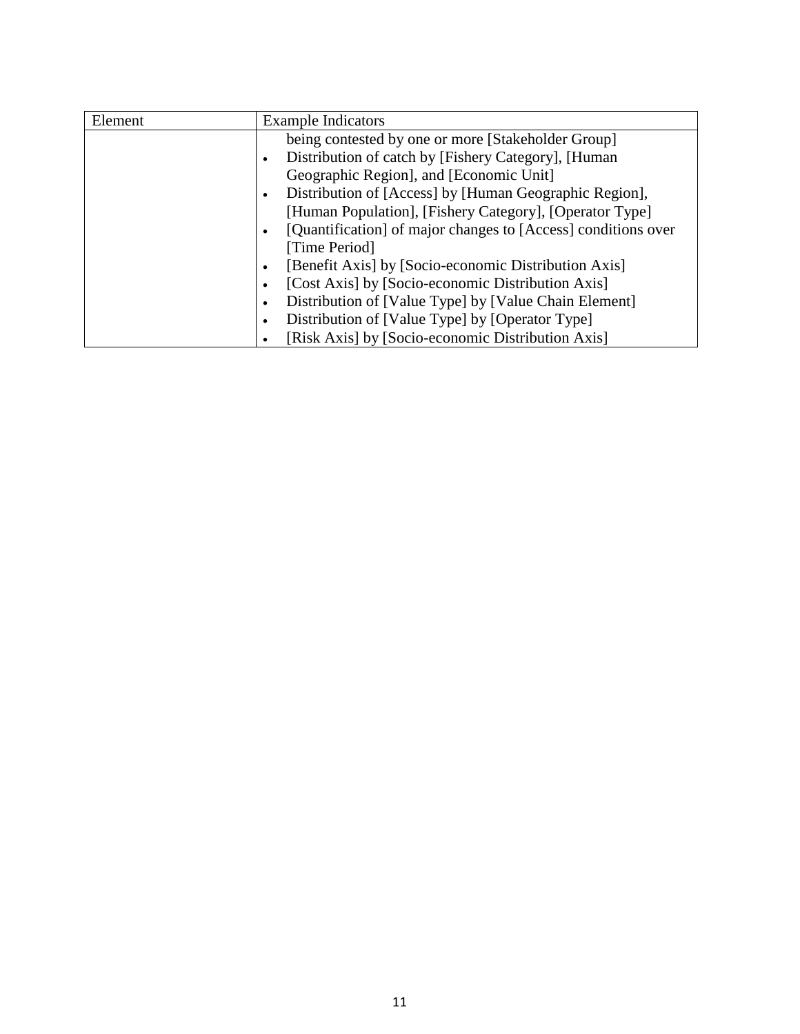| Element | Example Indicators |
| --- | --- |
| | being contested by one or more [Stakeholder Group]<br>• Distribution of catch by [Fishery Category], [Human Geographic Region], and [Economic Unit]<br>• Distribution of [Access] by [Human Geographic Region], [Human Population], [Fishery Category], [Operator Type]<br>• [Quantification] of major changes to [Access] conditions over [Time Period]<br>• [Benefit Axis] by [Socio-economic Distribution Axis]<br>• [Cost Axis] by [Socio-economic Distribution Axis]<br>• Distribution of [Value Type] by [Value Chain Element]<br>• Distribution of [Value Type] by [Operator Type]<br>• [Risk Axis] by [Socio-economic Distribution Axis] |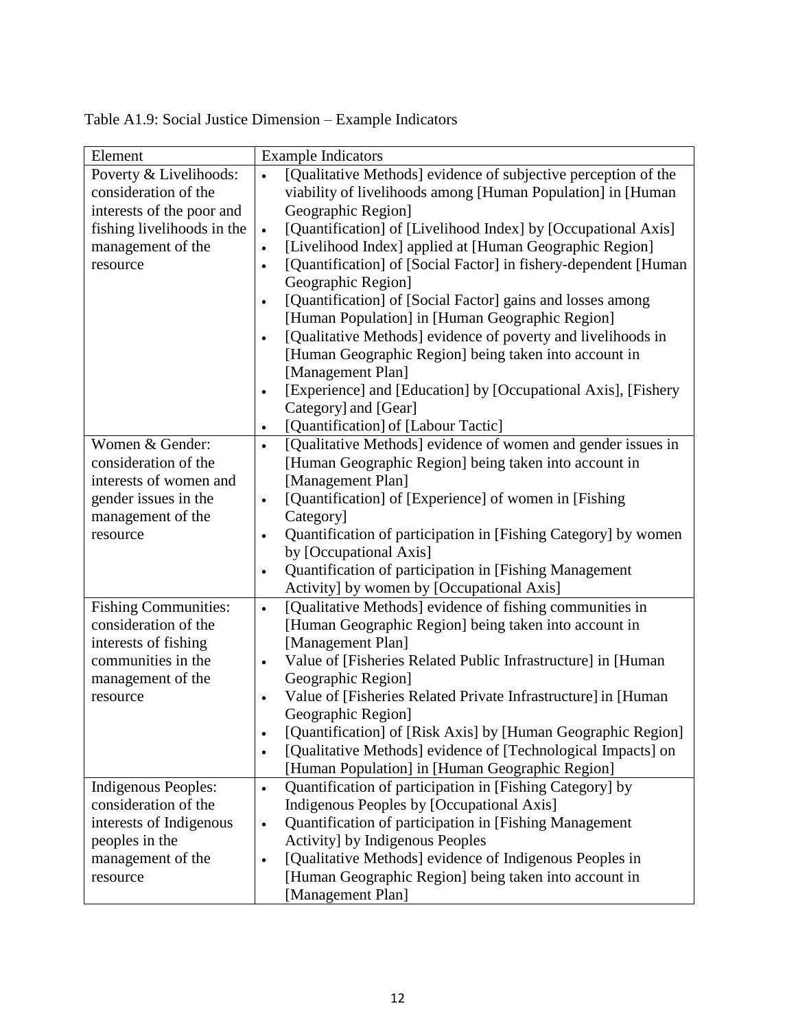Table A1.9: Social Justice Dimension – Example Indicators

| Element | Example Indicators |
| --- | --- |
| Poverty & Livelihoods: consideration of the interests of the poor and fishing livelihoods in the management of the resource | • [Qualitative Methods] evidence of subjective perception of the viability of livelihoods among [Human Population] in [Human Geographic Region]<br>• [Quantification] of [Livelihood Index] by [Occupational Axis]<br>• [Livelihood Index] applied at [Human Geographic Region]<br>• [Quantification] of [Social Factor] in fishery-dependent [Human Geographic Region]<br>• [Quantification] of [Social Factor] gains and losses among [Human Population] in [Human Geographic Region]<br>• [Qualitative Methods] evidence of poverty and livelihoods in [Human Geographic Region] being taken into account in [Management Plan]<br>• [Experience] and [Education] by [Occupational Axis], [Fishery Category] and [Gear]<br>• [Quantification] of [Labour Tactic] |
| Women & Gender: consideration of the interests of women and gender issues in the management of the resource | • [Qualitative Methods] evidence of women and gender issues in [Human Geographic Region] being taken into account in [Management Plan]<br>• [Quantification] of [Experience] of women in [Fishing Category]<br>• Quantification of participation in [Fishing Category] by women by [Occupational Axis]<br>• Quantification of participation in [Fishing Management Activity] by women by [Occupational Axis] |
| Fishing Communities: consideration of the interests of fishing communities in the management of the resource | • [Qualitative Methods] evidence of fishing communities in [Human Geographic Region] being taken into account in [Management Plan]<br>• Value of [Fisheries Related Public Infrastructure] in [Human Geographic Region]<br>• Value of [Fisheries Related Private Infrastructure] in [Human Geographic Region]<br>• [Quantification] of [Risk Axis] by [Human Geographic Region]<br>• [Qualitative Methods] evidence of [Technological Impacts] on [Human Population] in [Human Geographic Region] |
| Indigenous Peoples: consideration of the interests of Indigenous peoples in the management of the resource | • Quantification of participation in [Fishing Category] by Indigenous Peoples by [Occupational Axis]<br>• Quantification of participation in [Fishing Management Activity] by Indigenous Peoples<br>• [Qualitative Methods] evidence of Indigenous Peoples in [Human Geographic Region] being taken into account in [Management Plan] |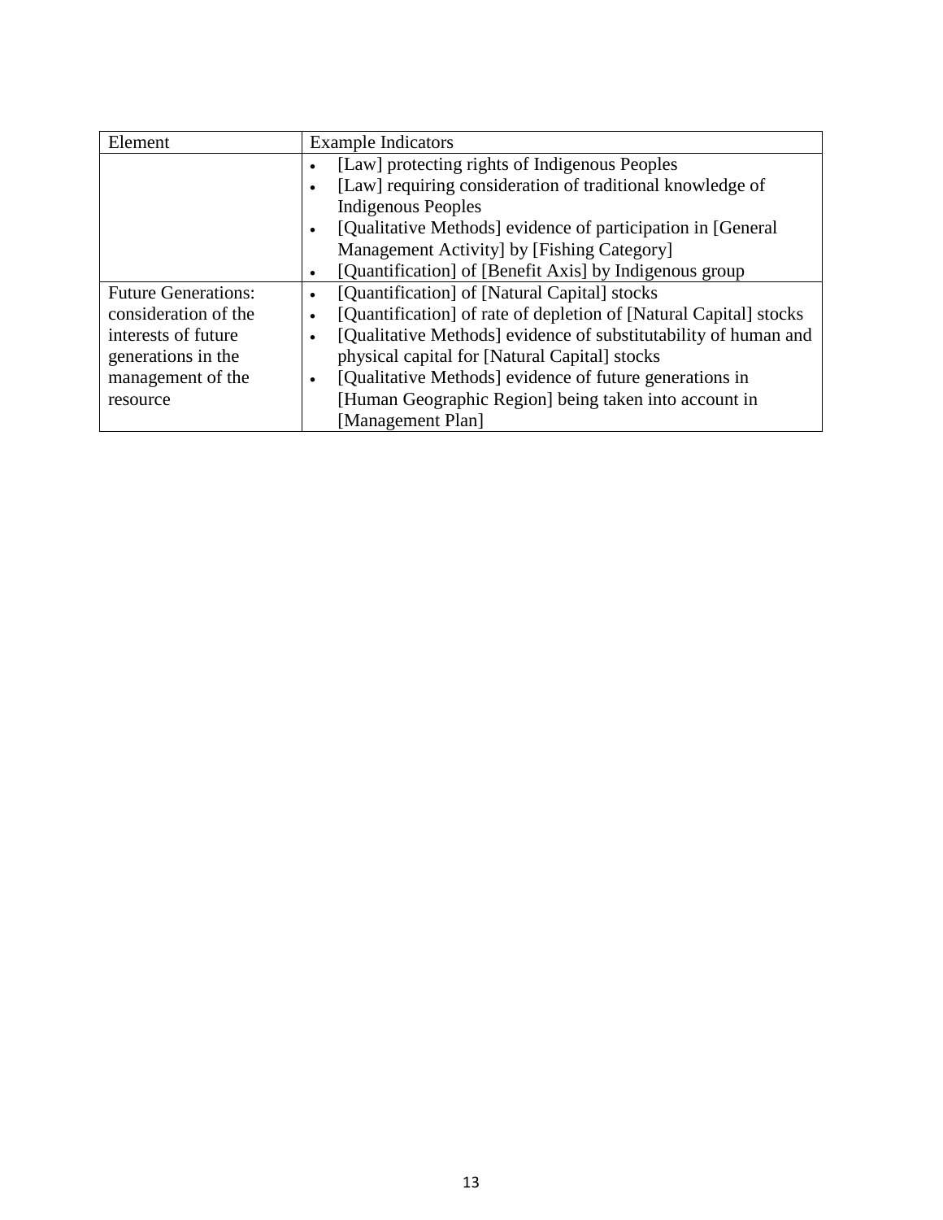| Element | Example Indicators |
| --- | --- |
| | • [Law] protecting rights of Indigenous Peoples<br>• [Law] requiring consideration of traditional knowledge of Indigenous Peoples<br>• [Qualitative Methods] evidence of participation in [General Management Activity] by [Fishing Category]<br>• [Quantification] of [Benefit Axis] by Indigenous group |
| Future Generations: consideration of the interests of future generations in the management of the resource | • [Quantification] of [Natural Capital] stocks<br>• [Quantification] of rate of depletion of [Natural Capital] stocks<br>• [Qualitative Methods] evidence of substitutability of human and physical capital for [Natural Capital] stocks<br>• [Qualitative Methods] evidence of future generations in [Human Geographic Region] being taken into account in [Management Plan] |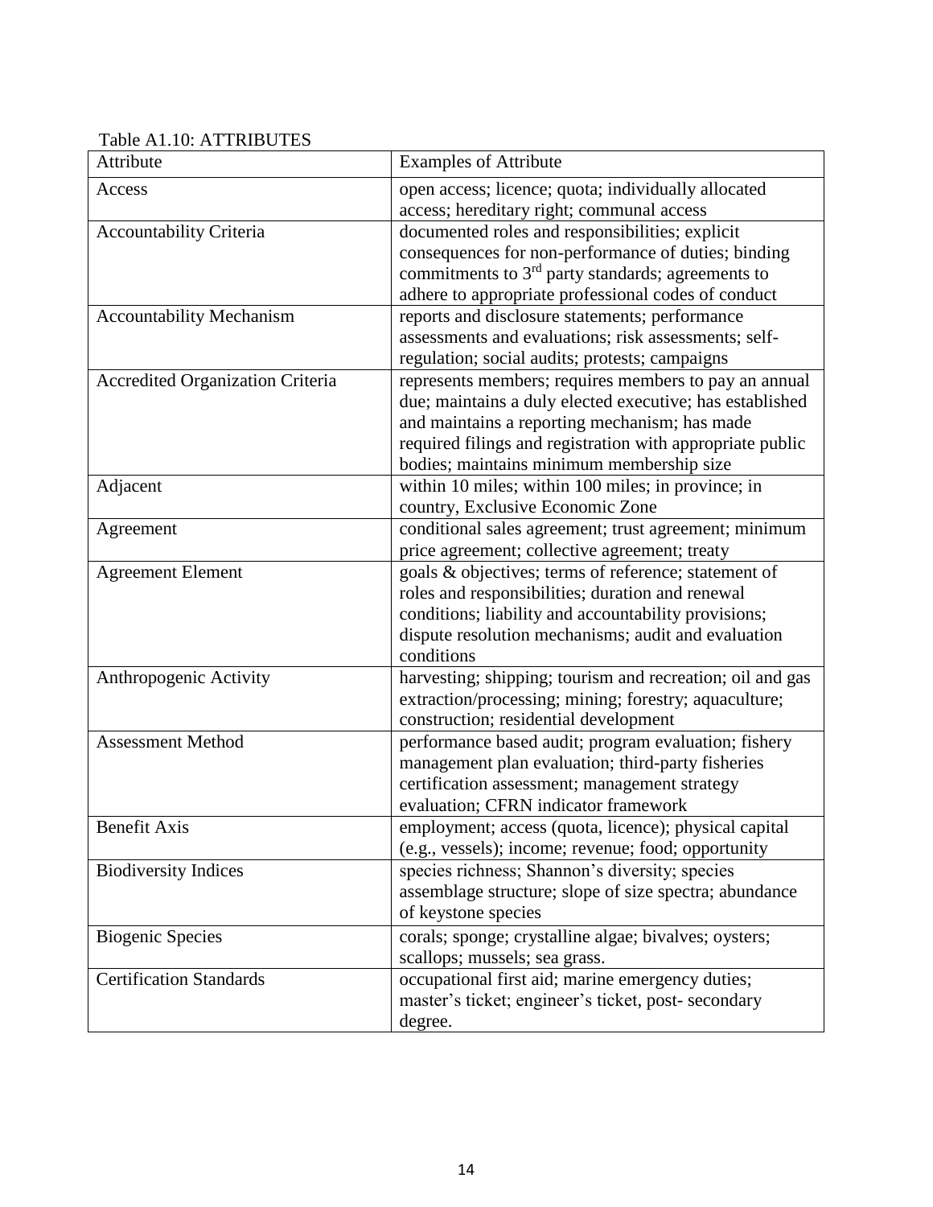Table A1.10: ATTRIBUTES

| Attribute | Examples of Attribute |
|---|---|
| Access | open access; licence; quota; individually allocated access; hereditary right; communal access |
| Accountability Criteria | documented roles and responsibilities; explicit consequences for non-performance of duties; binding commitments to 3rd party standards; agreements to adhere to appropriate professional codes of conduct |
| Accountability Mechanism | reports and disclosure statements; performance assessments and evaluations; risk assessments; self-regulation; social audits; protests; campaigns |
| Accredited Organization Criteria | represents members; requires members to pay an annual due; maintains a duly elected executive; has established and maintains a reporting mechanism; has made required filings and registration with appropriate public bodies; maintains minimum membership size |
| Adjacent | within 10 miles; within 100 miles; in province; in country, Exclusive Economic Zone |
| Agreement | conditional sales agreement; trust agreement; minimum price agreement; collective agreement; treaty |
| Agreement Element | goals & objectives; terms of reference; statement of roles and responsibilities; duration and renewal conditions; liability and accountability provisions; dispute resolution mechanisms; audit and evaluation conditions |
| Anthropogenic Activity | harvesting; shipping; tourism and recreation; oil and gas extraction/processing; mining; forestry; aquaculture; construction; residential development |
| Assessment Method | performance based audit; program evaluation; fishery management plan evaluation; third-party fisheries certification assessment; management strategy evaluation; CFRN indicator framework |
| Benefit Axis | employment; access (quota, licence); physical capital (e.g., vessels); income; revenue; food; opportunity |
| Biodiversity Indices | species richness; Shannon's diversity; species assemblage structure; slope of size spectra; abundance of keystone species |
| Biogenic Species | corals; sponge; crystalline algae; bivalves; oysters; scallops; mussels; sea grass. |
| Certification Standards | occupational first aid; marine emergency duties; master's ticket; engineer's ticket, post- secondary degree. |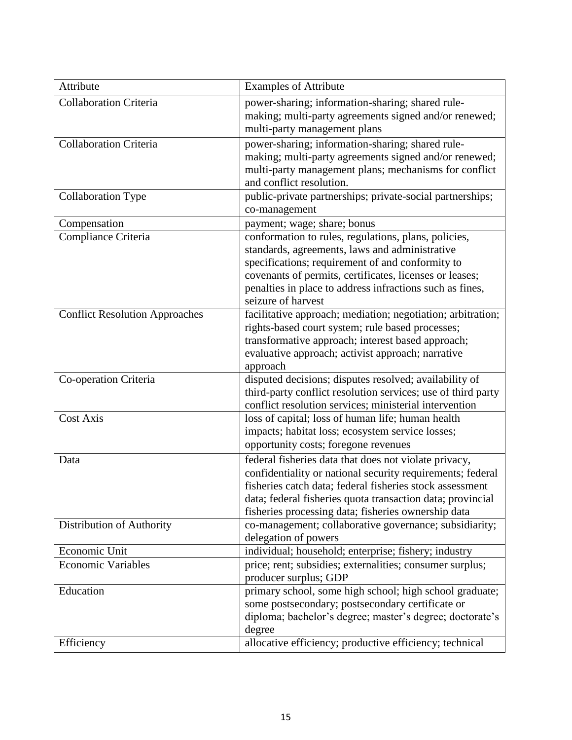| Attribute | Examples of Attribute |
| --- | --- |
| Collaboration Criteria | power-sharing; information-sharing; shared rule-making; multi-party agreements signed and/or renewed; multi-party management plans |
| Collaboration Criteria | power-sharing; information-sharing; shared rule-making; multi-party agreements signed and/or renewed; multi-party management plans; mechanisms for conflict and conflict resolution. |
| Collaboration Type | public-private partnerships; private-social partnerships; co-management |
| Compensation | payment; wage; share; bonus |
| Compliance Criteria | conformation to rules, regulations, plans, policies, standards, agreements, laws and administrative specifications; requirement of and conformity to covenants of permits, certificates, licenses or leases; penalties in place to address infractions such as fines, seizure of harvest |
| Conflict Resolution Approaches | facilitative approach; mediation; negotiation; arbitration; rights-based court system; rule based processes; transformative approach; interest based approach; evaluative approach; activist approach; narrative approach |
| Co-operation Criteria | disputed decisions; disputes resolved; availability of third-party conflict resolution services; use of third party conflict resolution services; ministerial intervention |
| Cost Axis | loss of capital; loss of human life; human health impacts; habitat loss; ecosystem service losses; opportunity costs; foregone revenues |
| Data | federal fisheries data that does not violate privacy, confidentiality or national security requirements; federal fisheries catch data; federal fisheries stock assessment data; federal fisheries quota transaction data; provincial fisheries processing data; fisheries ownership data |
| Distribution of Authority | co-management; collaborative governance; subsidiarity; delegation of powers |
| Economic Unit | individual; household; enterprise; fishery; industry |
| Economic Variables | price; rent; subsidies; externalities; consumer surplus; producer surplus; GDP |
| Education | primary school, some high school; high school graduate; some postsecondary; postsecondary certificate or diploma; bachelor's degree; master's degree; doctorate's degree |
| Efficiency | allocative efficiency; productive efficiency; technical |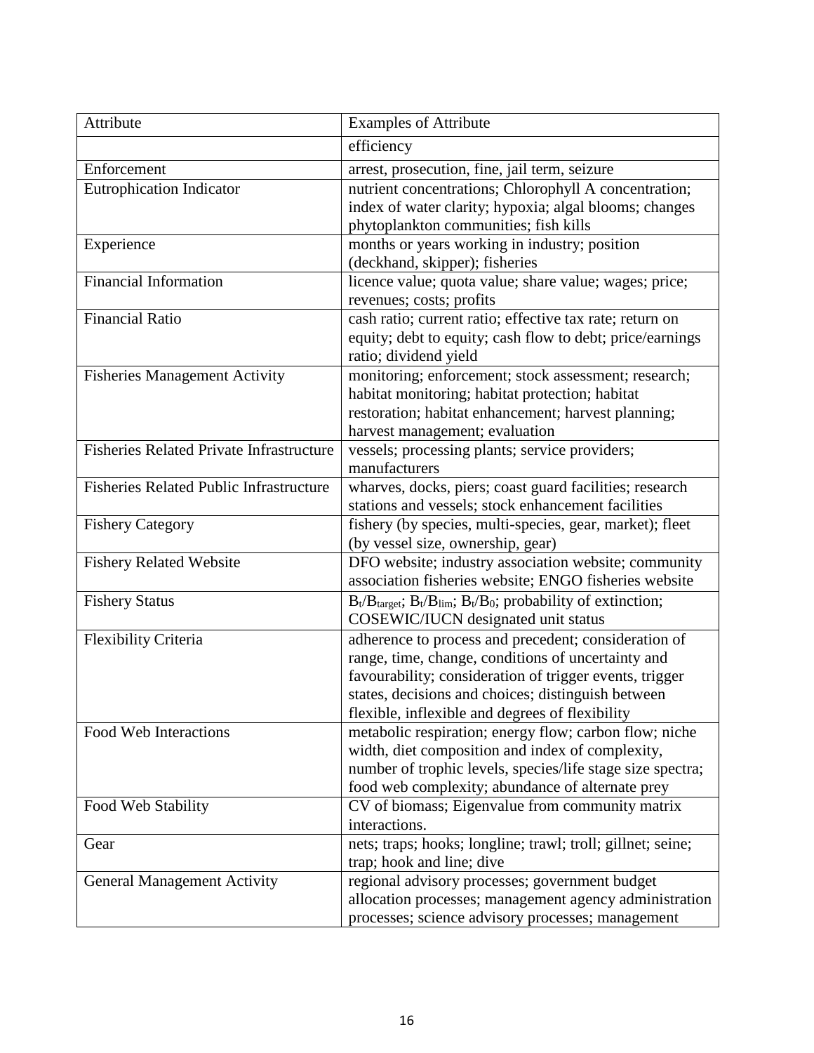| Attribute | Examples of Attribute |
| --- | --- |
| | efficiency |
| Enforcement | arrest, prosecution, fine, jail term, seizure |
| Eutrophication Indicator | nutrient concentrations; Chlorophyll A concentration; index of water clarity; hypoxia; algal blooms; changes phytoplankton communities; fish kills |
| Experience | months or years working in industry; position (deckhand, skipper); fisheries |
| Financial Information | licence value; quota value; share value; wages; price; revenues; costs; profits |
| Financial Ratio | cash ratio; current ratio; effective tax rate; return on equity; debt to equity; cash flow to debt; price/earnings ratio; dividend yield |
| Fisheries Management Activity | monitoring; enforcement; stock assessment; research; habitat monitoring; habitat protection; habitat restoration; habitat enhancement; harvest planning; harvest management; evaluation |
| Fisheries Related Private Infrastructure | vessels; processing plants; service providers; manufacturers |
| Fisheries Related Public Infrastructure | wharves, docks, piers; coast guard facilities; research stations and vessels; stock enhancement facilities |
| Fishery Category | fishery (by species, multi-species, gear, market); fleet (by vessel size, ownership, gear) |
| Fishery Related Website | DFO website; industry association website; community association fisheries website; ENGO fisheries website |
| Fishery Status | $B_t/B_{target}$; $B_t/B_{lim}$; $B_t/B_0$; probability of extinction; COSEWIC/IUCN designated unit status |
| Flexibility Criteria | adherence to process and precedent; consideration of range, time, change, conditions of uncertainty and favourability; consideration of trigger events, trigger states, decisions and choices; distinguish between flexible, inflexible and degrees of flexibility |
| Food Web Interactions | metabolic respiration; energy flow; carbon flow; niche width, diet composition and index of complexity, number of trophic levels, species/life stage size spectra; food web complexity; abundance of alternate prey |
| Food Web Stability | CV of biomass; Eigenvalue from community matrix interactions. |
| Gear | nets; traps; hooks; longline; trawl; troll; gillnet; seine; trap; hook and line; dive |
| General Management Activity | regional advisory processes; government budget allocation processes; management agency administration processes; science advisory processes; management |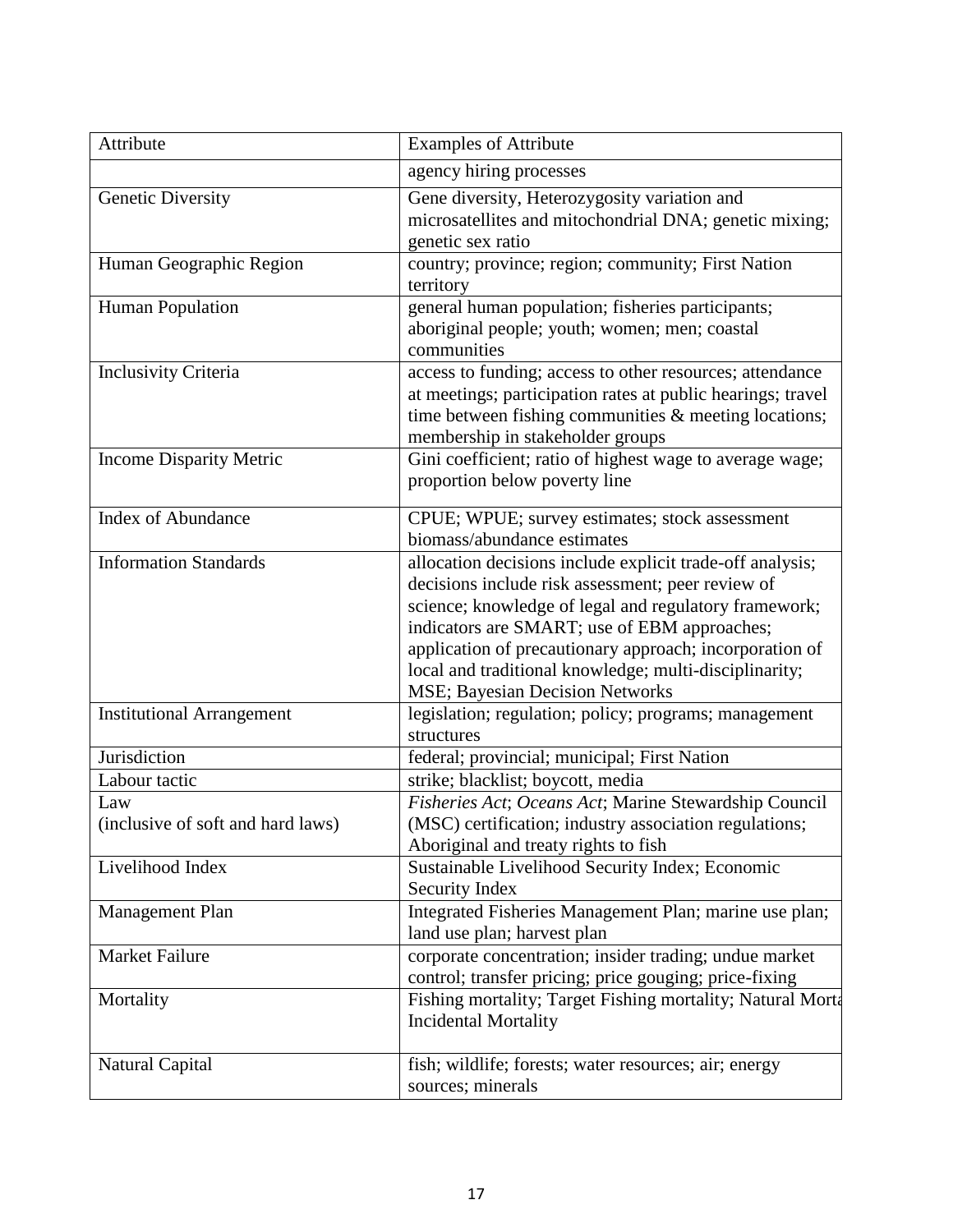| Attribute | Examples of Attribute |
|---|---|
| | agency hiring processes |
| Genetic Diversity | Gene diversity, Heterozygosity variation and microsatellites and mitochondrial DNA; genetic mixing; genetic sex ratio |
| Human Geographic Region | country; province; region; community; First Nation territory |
| Human Population | general human population; fisheries participants; aboriginal people; youth; women; men; coastal communities |
| Inclusivity Criteria | access to funding; access to other resources; attendance at meetings; participation rates at public hearings; travel time between fishing communities & meeting locations; membership in stakeholder groups |
| Income Disparity Metric | Gini coefficient; ratio of highest wage to average wage; proportion below poverty line |
| Index of Abundance | CPUE; WPUE; survey estimates; stock assessment biomass/abundance estimates |
| Information Standards | allocation decisions include explicit trade-off analysis; decisions include risk assessment; peer review of science; knowledge of legal and regulatory framework; indicators are SMART; use of EBM approaches; application of precautionary approach; incorporation of local and traditional knowledge; multi-disciplinarity; MSE; Bayesian Decision Networks |
| Institutional Arrangement | legislation; regulation; policy; programs; management structures |
| Jurisdiction | federal; provincial; municipal; First Nation |
| Labour tactic | strike; blacklist; boycott, media |
| Law (inclusive of soft and hard laws) | *Fisheries Act*; *Oceans Act*; Marine Stewardship Council (MSC) certification; industry association regulations; Aboriginal and treaty rights to fish |
| Livelihood Index | Sustainable Livelihood Security Index; Economic Security Index |
| Management Plan | Integrated Fisheries Management Plan; marine use plan; land use plan; harvest plan |
| Market Failure | corporate concentration; insider trading; undue market control; transfer pricing; price gouging; price-fixing |
| Mortality | Fishing mortality; Target Fishing mortality; Natural Morta Incidental Mortality |
| Natural Capital | fish; wildlife; forests; water resources; air; energy sources; minerals |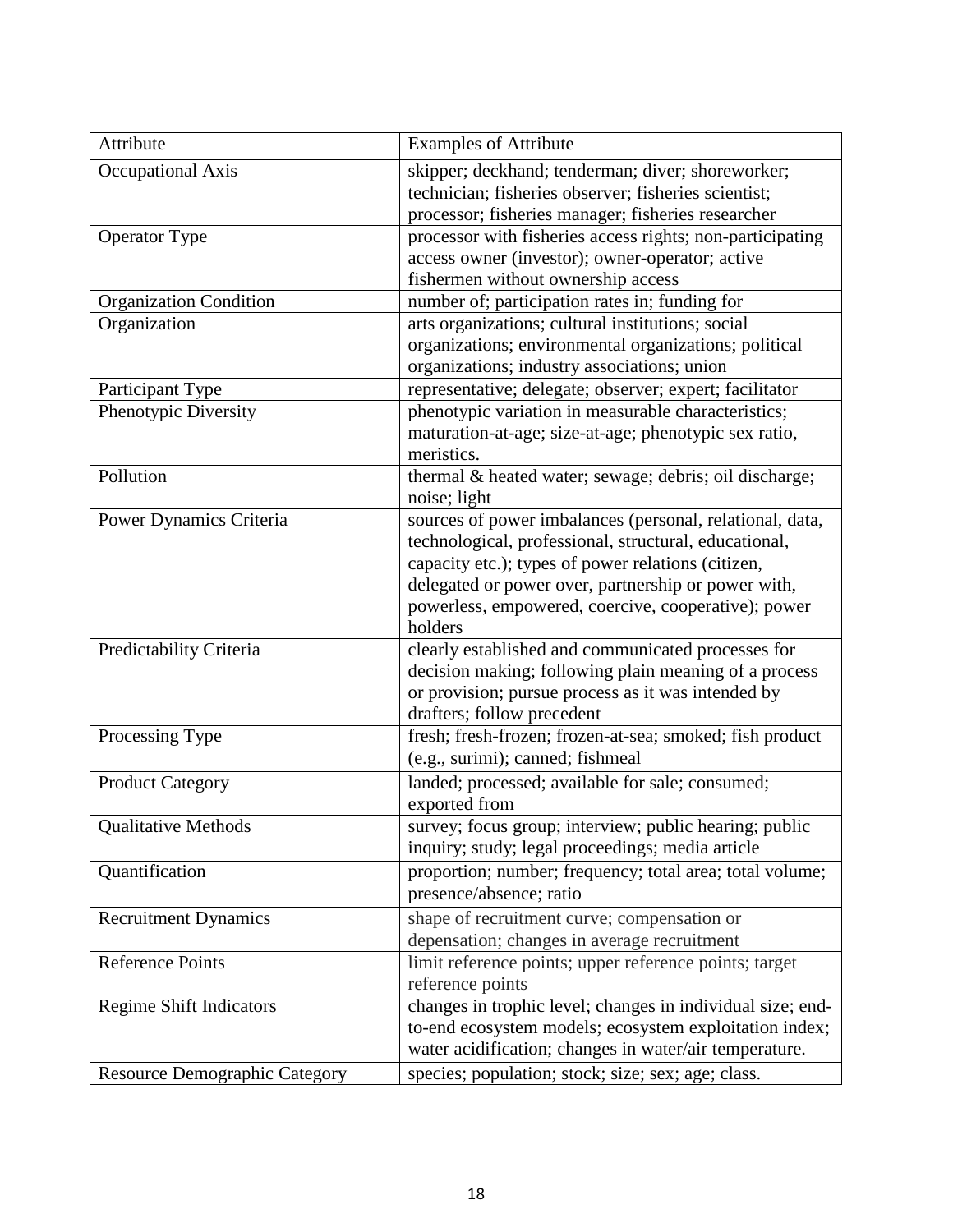| Attribute | Examples of Attribute |
|---|---|
| Occupational Axis | skipper; deckhand; tenderman; diver; shoreworker; technician; fisheries observer; fisheries scientist; processor; fisheries manager; fisheries researcher |
| Operator Type | processor with fisheries access rights; non-participating access owner (investor); owner-operator; active fishermen without ownership access |
| Organization Condition | number of; participation rates in; funding for |
| Organization | arts organizations; cultural institutions; social organizations; environmental organizations; political organizations; industry associations; union |
| Participant Type | representative; delegate; observer; expert; facilitator |
| Phenotypic Diversity | phenotypic variation in measurable characteristics; maturation-at-age; size-at-age; phenotypic sex ratio, meristics. |
| Pollution | thermal & heated water; sewage; debris; oil discharge; noise; light |
| Power Dynamics Criteria | sources of power imbalances (personal, relational, data, technological, professional, structural, educational, capacity etc.); types of power relations (citizen, delegated or power over, partnership or power with, powerless, empowered, coercive, cooperative); power holders |
| Predictability Criteria | clearly established and communicated processes for decision making; following plain meaning of a process or provision; pursue process as it was intended by drafters; follow precedent |
| Processing Type | fresh; fresh-frozen; frozen-at-sea; smoked; fish product (e.g., surimi); canned; fishmeal |
| Product Category | landed; processed; available for sale; consumed; exported from |
| Qualitative Methods | survey; focus group; interview; public hearing; public inquiry; study; legal proceedings; media article |
| Quantification | proportion; number; frequency; total area; total volume; presence/absence; ratio |
| Recruitment Dynamics | shape of recruitment curve; compensation or depensation; changes in average recruitment |
| Reference Points | limit reference points; upper reference points; target reference points |
| Regime Shift Indicators | changes in trophic level; changes in individual size; end-to-end ecosystem models; ecosystem exploitation index; water acidification; changes in water/air temperature. |
| Resource Demographic Category | species; population; stock; size; sex; age; class. |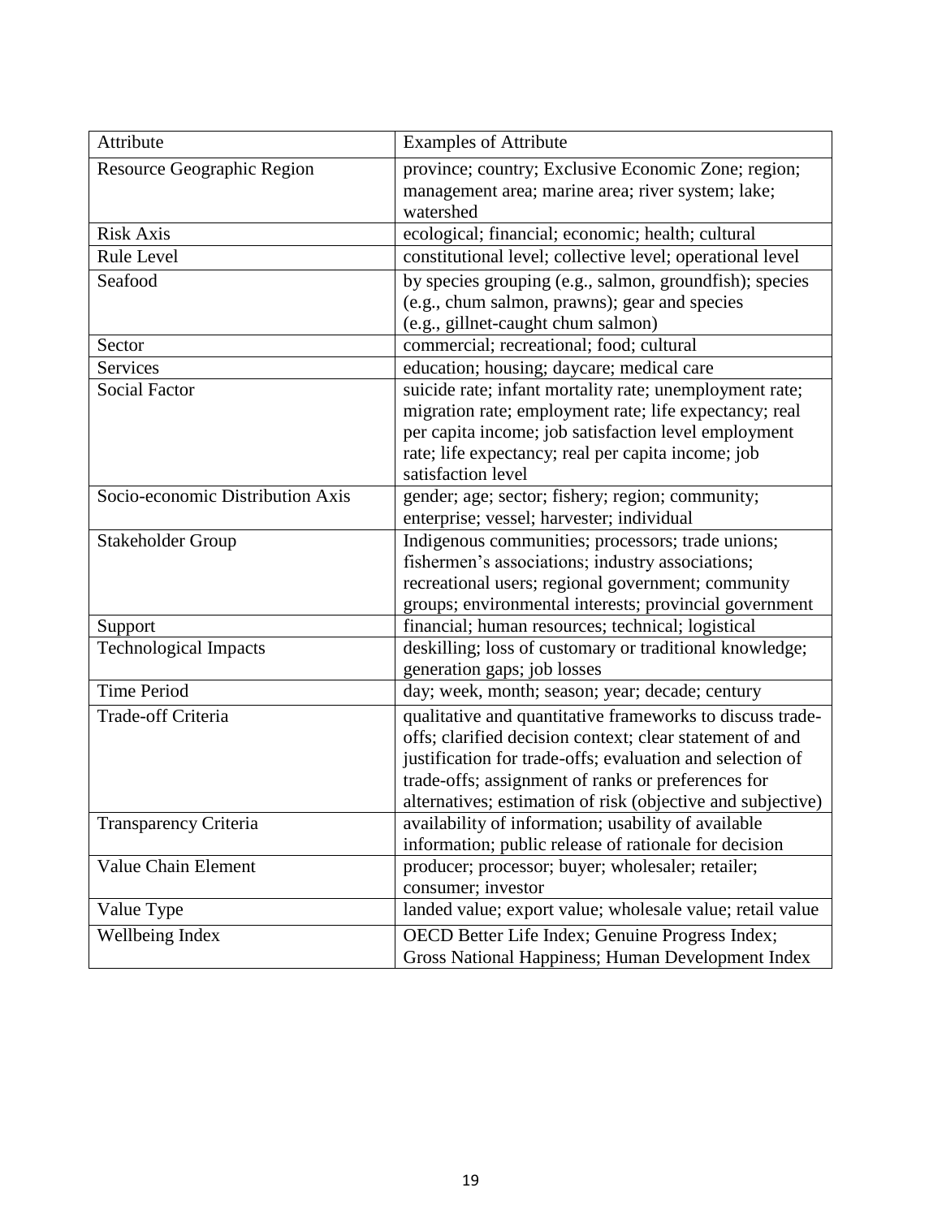| Attribute | Examples of Attribute |
|---|---|
| Resource Geographic Region | province; country; Exclusive Economic Zone; region; management area; marine area; river system; lake; watershed |
| Risk Axis | ecological; financial; economic; health; cultural |
| Rule Level | constitutional level; collective level; operational level |
| Seafood | by species grouping (e.g., salmon, groundfish); species (e.g., chum salmon, prawns); gear and species (e.g., gillnet-caught chum salmon) |
| Sector | commercial; recreational; food; cultural |
| Services | education; housing; daycare; medical care |
| Social Factor | suicide rate; infant mortality rate; unemployment rate; migration rate; employment rate; life expectancy; real per capita income; job satisfaction level employment rate; life expectancy; real per capita income; job satisfaction level |
| Socio-economic Distribution Axis | gender; age; sector; fishery; region; community; enterprise; vessel; harvester; individual |
| Stakeholder Group | Indigenous communities; processors; trade unions; fishermen's associations; industry associations; recreational users; regional government; community groups; environmental interests; provincial government |
| Support | financial; human resources; technical; logistical |
| Technological Impacts | deskilling; loss of customary or traditional knowledge; generation gaps; job losses |
| Time Period | day; week, month; season; year; decade; century |
| Trade-off Criteria | qualitative and quantitative frameworks to discuss trade-offs; clarified decision context; clear statement of and justification for trade-offs; evaluation and selection of trade-offs; assignment of ranks or preferences for alternatives; estimation of risk (objective and subjective) |
| Transparency Criteria | availability of information; usability of available information; public release of rationale for decision |
| Value Chain Element | producer; processor; buyer; wholesaler; retailer; consumer; investor |
| Value Type | landed value; export value; wholesale value; retail value |
| Wellbeing Index | OECD Better Life Index; Genuine Progress Index; Gross National Happiness; Human Development Index |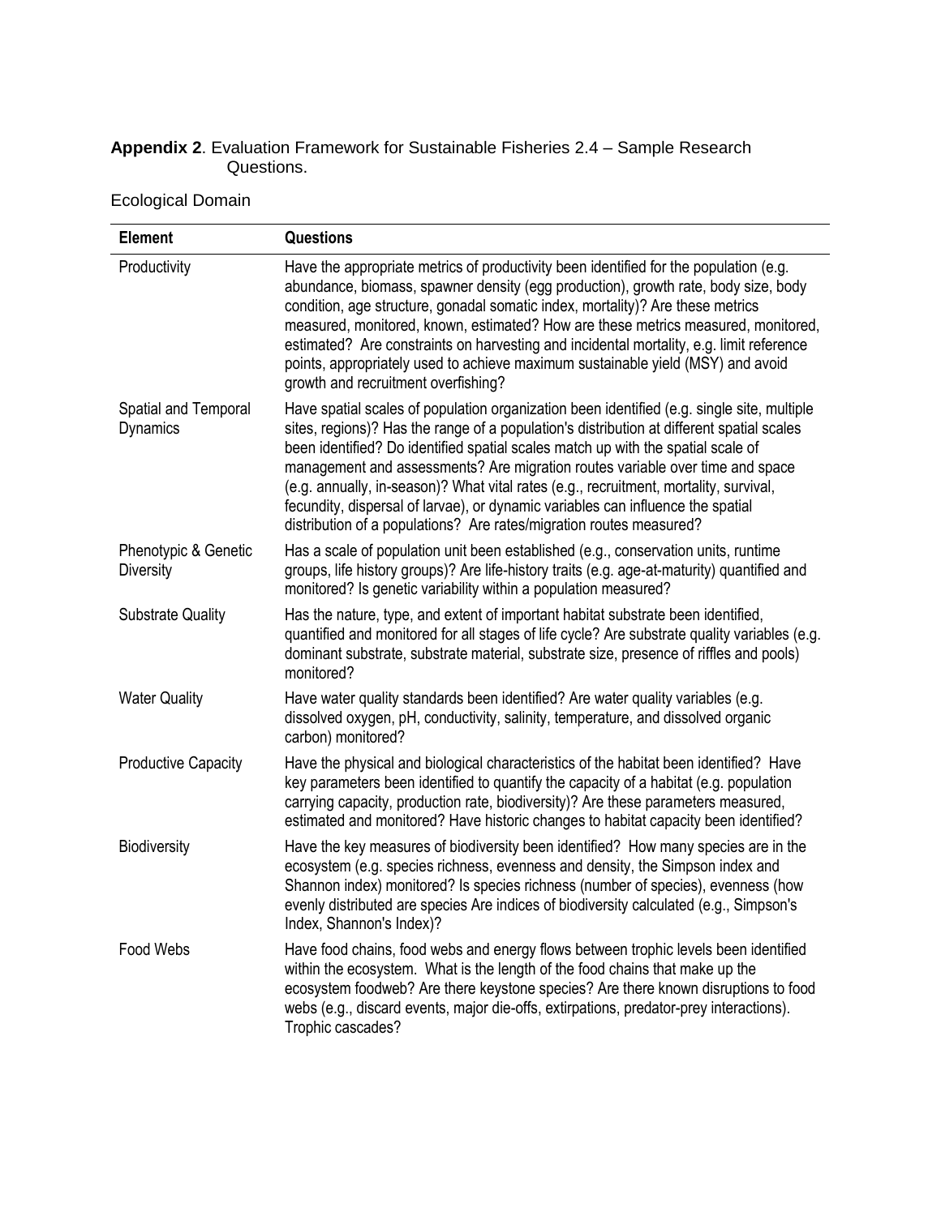**Appendix 2**. Evaluation Framework for Sustainable Fisheries 2.4 – Sample Research Questions.

Ecological Domain

| Element | Questions |
|---|---|
| Productivity | Have the appropriate metrics of productivity been identified for the population (e.g. abundance, biomass, spawner density (egg production), growth rate, body size, body condition, age structure, gonadal somatic index, mortality)? Are these metrics measured, monitored, known, estimated? How are these metrics measured, monitored, estimated? Are constraints on harvesting and incidental mortality, e.g. limit reference points, appropriately used to achieve maximum sustainable yield (MSY) and avoid growth and recruitment overfishing? |
| Spatial and Temporal Dynamics | Have spatial scales of population organization been identified (e.g. single site, multiple sites, regions)? Has the range of a population's distribution at different spatial scales been identified? Do identified spatial scales match up with the spatial scale of management and assessments? Are migration routes variable over time and space (e.g. annually, in-season)? What vital rates (e.g., recruitment, mortality, survival, fecundity, dispersal of larvae), or dynamic variables can influence the spatial distribution of a populations? Are rates/migration routes measured? |
| Phenotypic & Genetic Diversity | Has a scale of population unit been established (e.g., conservation units, runtime groups, life history groups)? Are life-history traits (e.g. age-at-maturity) quantified and monitored? Is genetic variability within a population measured? |
| Substrate Quality | Has the nature, type, and extent of important habitat substrate been identified, quantified and monitored for all stages of life cycle? Are substrate quality variables (e.g. dominant substrate, substrate material, substrate size, presence of riffles and pools) monitored? |
| Water Quality | Have water quality standards been identified? Are water quality variables (e.g. dissolved oxygen, pH, conductivity, salinity, temperature, and dissolved organic carbon) monitored? |
| Productive Capacity | Have the physical and biological characteristics of the habitat been identified? Have key parameters been identified to quantify the capacity of a habitat (e.g. population carrying capacity, production rate, biodiversity)? Are these parameters measured, estimated and monitored? Have historic changes to habitat capacity been identified? |
| Biodiversity | Have the key measures of biodiversity been identified? How many species are in the ecosystem (e.g. species richness, evenness and density, the Simpson index and Shannon index) monitored? Is species richness (number of species), evenness (how evenly distributed are species Are indices of biodiversity calculated (e.g., Simpson's Index, Shannon's Index)? |
| Food Webs | Have food chains, food webs and energy flows between trophic levels been identified within the ecosystem. What is the length of the food chains that make up the ecosystem foodweb? Are there keystone species? Are there known disruptions to food webs (e.g., discard events, major die-offs, extirpations, predator-prey interactions). Trophic cascades? |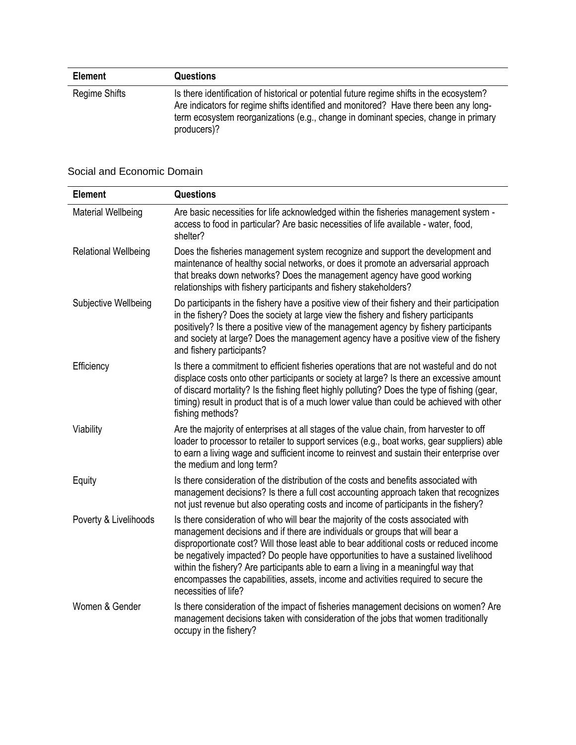| Element | Questions |
| --- | --- |
| Regime Shifts | Is there identification of historical or potential future regime shifts in the ecosystem? Are indicators for regime shifts identified and monitored? Have there been any long-term ecosystem reorganizations (e.g., change in dominant species, change in primary producers)? |

## Social and Economic Domain

| Element | Questions |
| --- | --- |
| Material Wellbeing | Are basic necessities for life acknowledged within the fisheries management system - access to food in particular? Are basic necessities of life available - water, food, shelter? |
| Relational Wellbeing | Does the fisheries management system recognize and support the development and maintenance of healthy social networks, or does it promote an adversarial approach that breaks down networks? Does the management agency have good working relationships with fishery participants and fishery stakeholders? |
| Subjective Wellbeing | Do participants in the fishery have a positive view of their fishery and their participation in the fishery? Does the society at large view the fishery and fishery participants positively? Is there a positive view of the management agency by fishery participants and society at large? Does the management agency have a positive view of the fishery and fishery participants? |
| Efficiency | Is there a commitment to efficient fisheries operations that are not wasteful and do not displace costs onto other participants or society at large? Is there an excessive amount of discard mortality? Is the fishing fleet highly polluting? Does the type of fishing (gear, timing) result in product that is of a much lower value than could be achieved with other fishing methods? |
| Viability | Are the majority of enterprises at all stages of the value chain, from harvester to off loader to processor to retailer to support services (e.g., boat works, gear suppliers) able to earn a living wage and sufficient income to reinvest and sustain their enterprise over the medium and long term? |
| Equity | Is there consideration of the distribution of the costs and benefits associated with management decisions? Is there a full cost accounting approach taken that recognizes not just revenue but also operating costs and income of participants in the fishery? |
| Poverty & Livelihoods | Is there consideration of who will bear the majority of the costs associated with management decisions and if there are individuals or groups that will bear a disproportionate cost? Will those least able to bear additional costs or reduced income be negatively impacted? Do people have opportunities to have a sustained livelihood within the fishery? Are participants able to earn a living in a meaningful way that encompasses the capabilities, assets, income and activities required to secure the necessities of life? |
| Women & Gender | Is there consideration of the impact of fisheries management decisions on women? Are management decisions taken with consideration of the jobs that women traditionally occupy in the fishery? |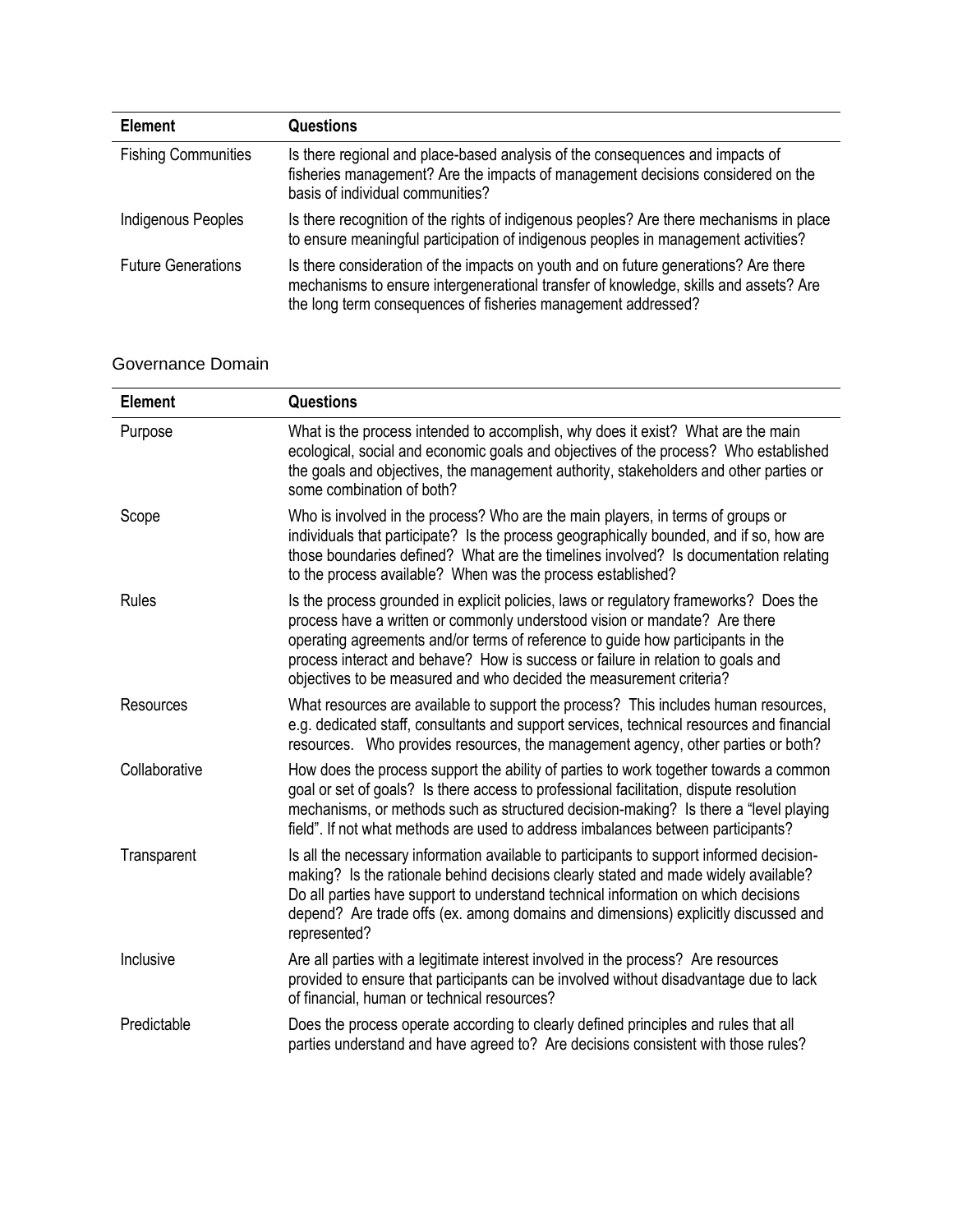| Element | Questions |
| --- | --- |
| Fishing Communities | Is there regional and place-based analysis of the consequences and impacts of fisheries management? Are the impacts of management decisions considered on the basis of individual communities? |
| Indigenous Peoples | Is there recognition of the rights of indigenous peoples? Are there mechanisms in place to ensure meaningful participation of indigenous peoples in management activities? |
| Future Generations | Is there consideration of the impacts on youth and on future generations? Are there mechanisms to ensure intergenerational transfer of knowledge, skills and assets? Are the long term consequences of fisheries management addressed? |

### Governance Domain

| Element | Questions |
| --- | --- |
| Purpose | What is the process intended to accomplish, why does it exist? What are the main ecological, social and economic goals and objectives of the process? Who established the goals and objectives, the management authority, stakeholders and other parties or some combination of both? |
| Scope | Who is involved in the process? Who are the main players, in terms of groups or individuals that participate? Is the process geographically bounded, and if so, how are those boundaries defined? What are the timelines involved? Is documentation relating to the process available? When was the process established? |
| Rules | Is the process grounded in explicit policies, laws or regulatory frameworks? Does the process have a written or commonly understood vision or mandate? Are there operating agreements and/or terms of reference to guide how participants in the process interact and behave? How is success or failure in relation to goals and objectives to be measured and who decided the measurement criteria? |
| Resources | What resources are available to support the process? This includes human resources, e.g. dedicated staff, consultants and support services, technical resources and financial resources. Who provides resources, the management agency, other parties or both? |
| Collaborative | How does the process support the ability of parties to work together towards a common goal or set of goals? Is there access to professional facilitation, dispute resolution mechanisms, or methods such as structured decision-making? Is there a "level playing field". If not what methods are used to address imbalances between participants? |
| Transparent | Is all the necessary information available to participants to support informed decision-making? Is the rationale behind decisions clearly stated and made widely available? Do all parties have support to understand technical information on which decisions depend? Are trade offs (ex. among domains and dimensions) explicitly discussed and represented? |
| Inclusive | Are all parties with a legitimate interest involved in the process? Are resources provided to ensure that participants can be involved without disadvantage due to lack of financial, human or technical resources? |
| Predictable | Does the process operate according to clearly defined principles and rules that all parties understand and have agreed to? Are decisions consistent with those rules? |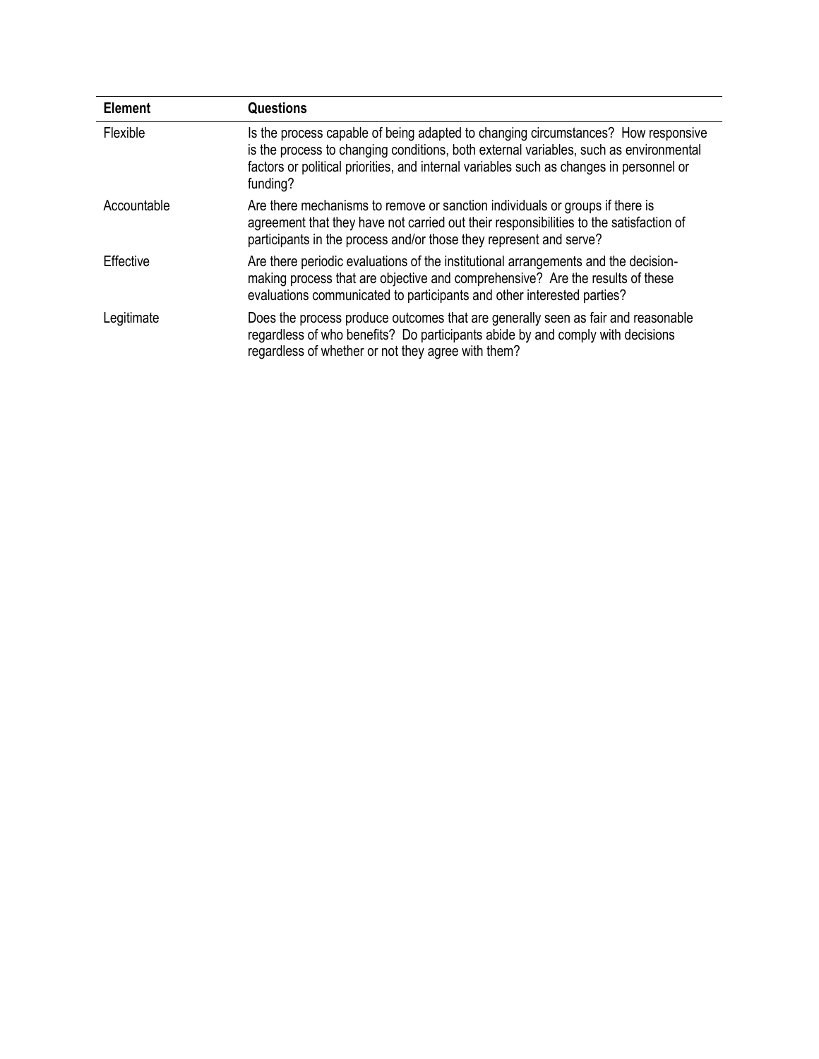| Element | Questions |
|---|---|
| Flexible | Is the process capable of being adapted to changing circumstances? How responsive is the process to changing conditions, both external variables, such as environmental factors or political priorities, and internal variables such as changes in personnel or funding? |
| Accountable | Are there mechanisms to remove or sanction individuals or groups if there is agreement that they have not carried out their responsibilities to the satisfaction of participants in the process and/or those they represent and serve? |
| Effective | Are there periodic evaluations of the institutional arrangements and the decision-making process that are objective and comprehensive? Are the results of these evaluations communicated to participants and other interested parties? |
| Legitimate | Does the process produce outcomes that are generally seen as fair and reasonable regardless of who benefits? Do participants abide by and comply with decisions regardless of whether or not they agree with them? |